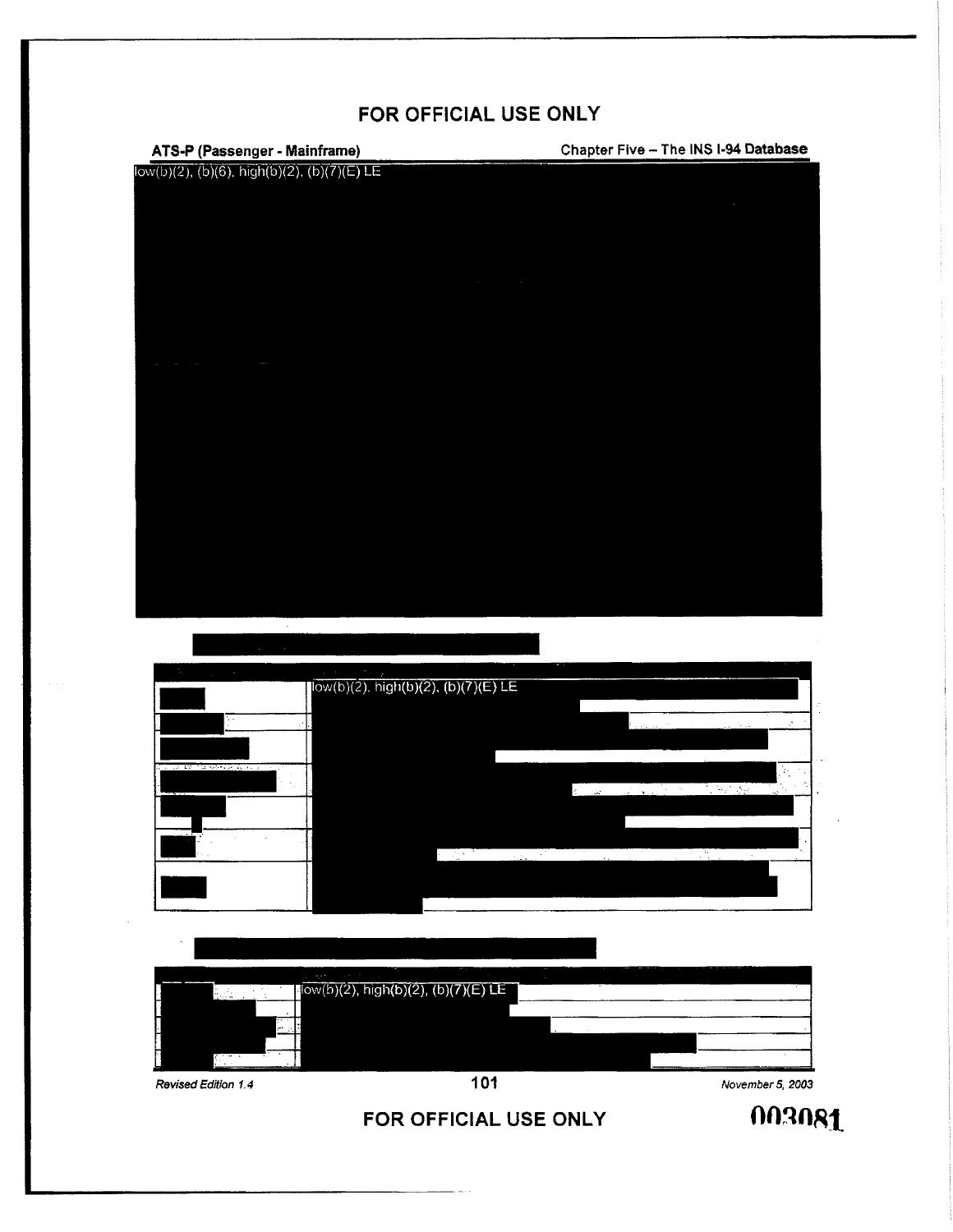FOR OFFICIAL USE ONLY

low(b)(2), (b)(6), high(b)(2), (b)(7)(E) LE

| | |
|---|---|
| | low(b)(2), high(b)(2), (b)(7)(E) LE |
| | |
| | |
| | |
| | |
| | |
| | |

| | |
|---|---|
| | low(b)(2), high(b)(2), (b)(7)(E) LE |
| | |
| | |
| | |
| | |

FOR OFFICIAL USE ONLY

003081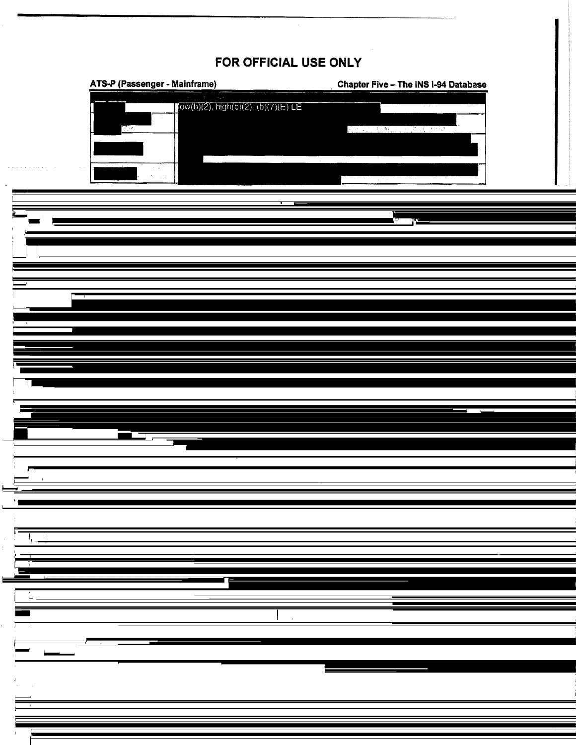# FOR OFFICIAL USE ONLY

**ATS-P (Passenger - Mainframe)** **Chapter Five – The INS I-94 Database**

| | |
|---|---|
| | low(b)(2), high(b)(2), (b)(7)(E) LE |
| | |
| | |
| | |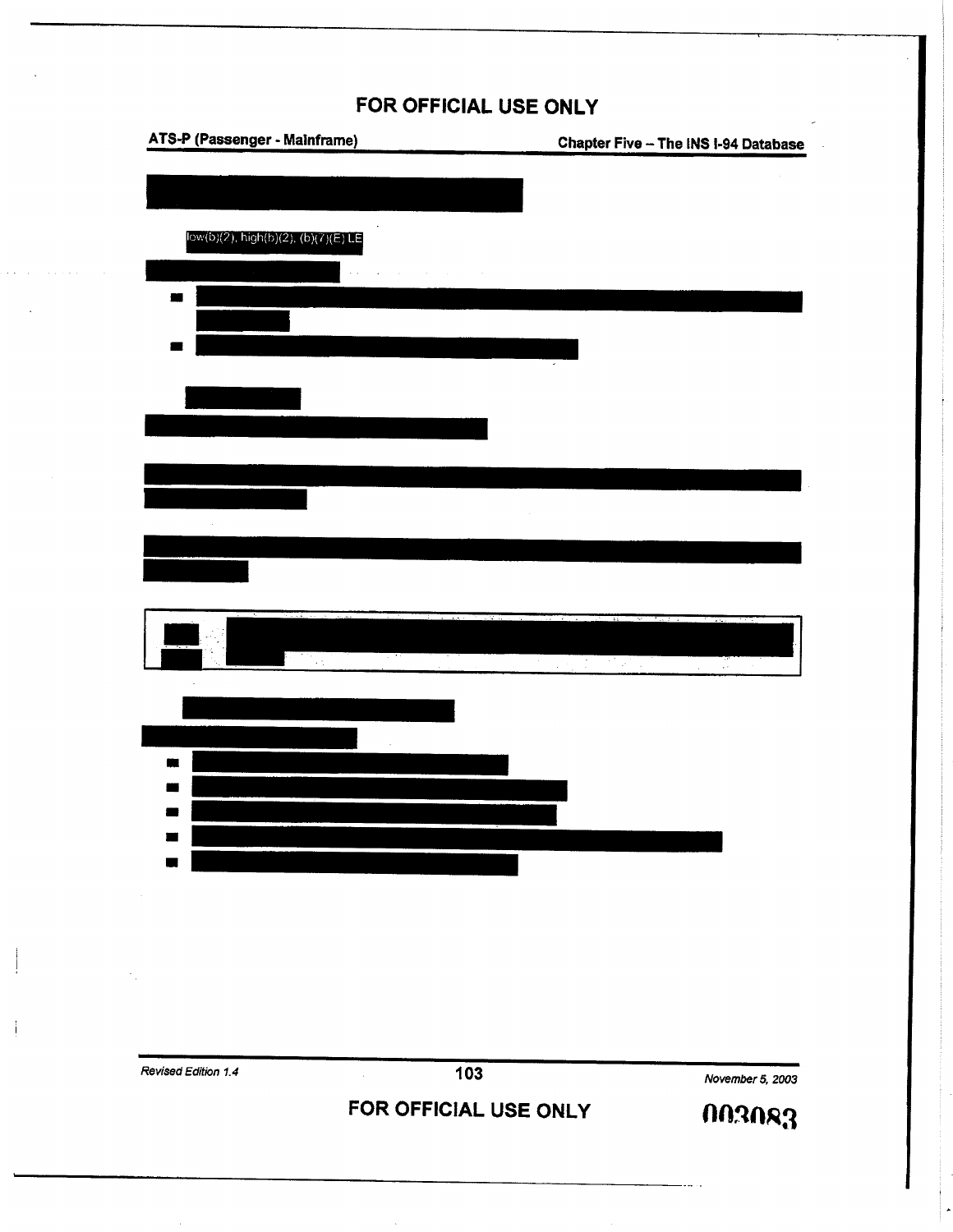low(b)(2), high(b)(2), (b)(7)(E) LE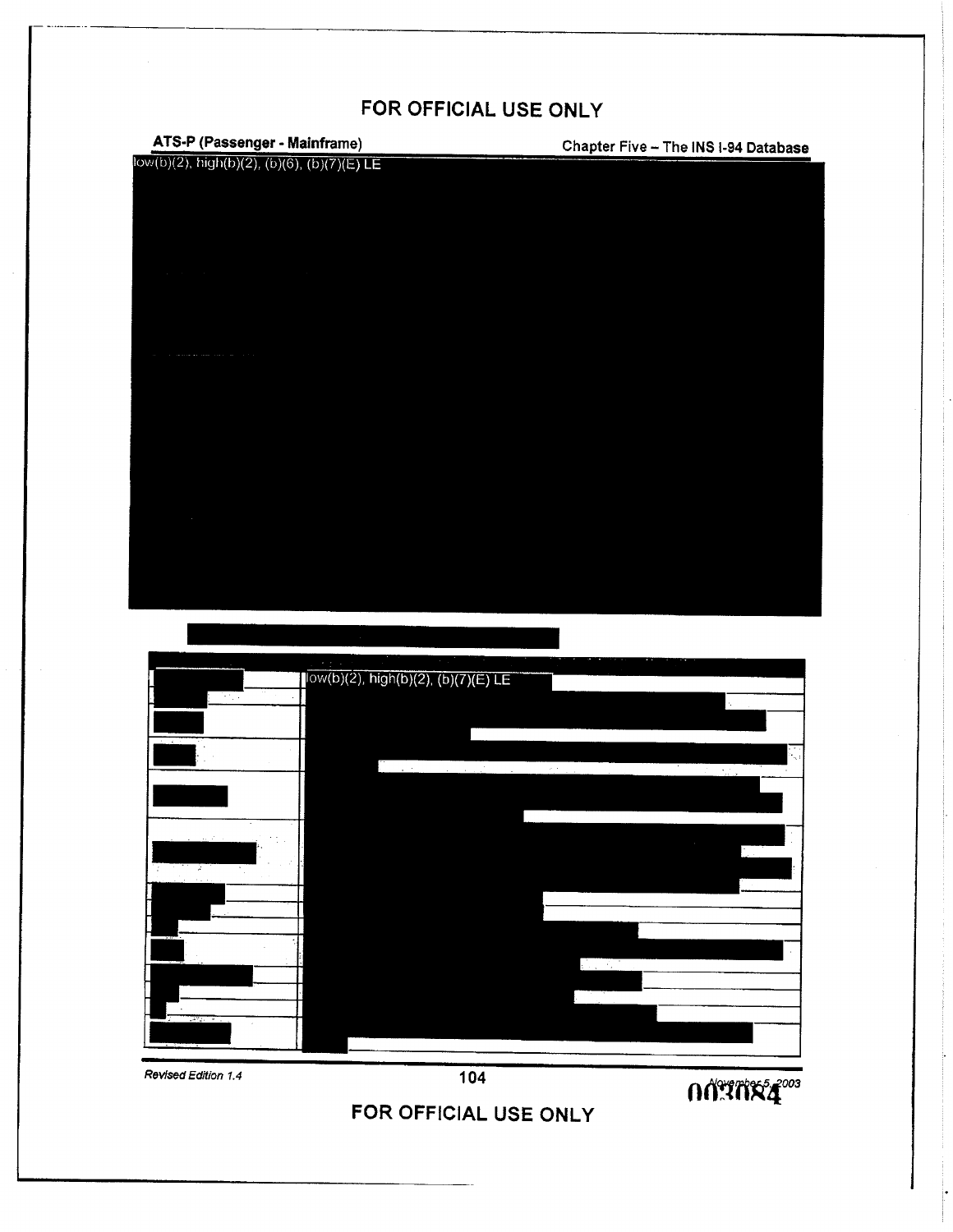low(b)(2), high(b)(2), (b)(6), (b)(7)(E) LE

| | |
|---|---|
| | low(b)(2), high(b)(2), (b)(7)(E) LE |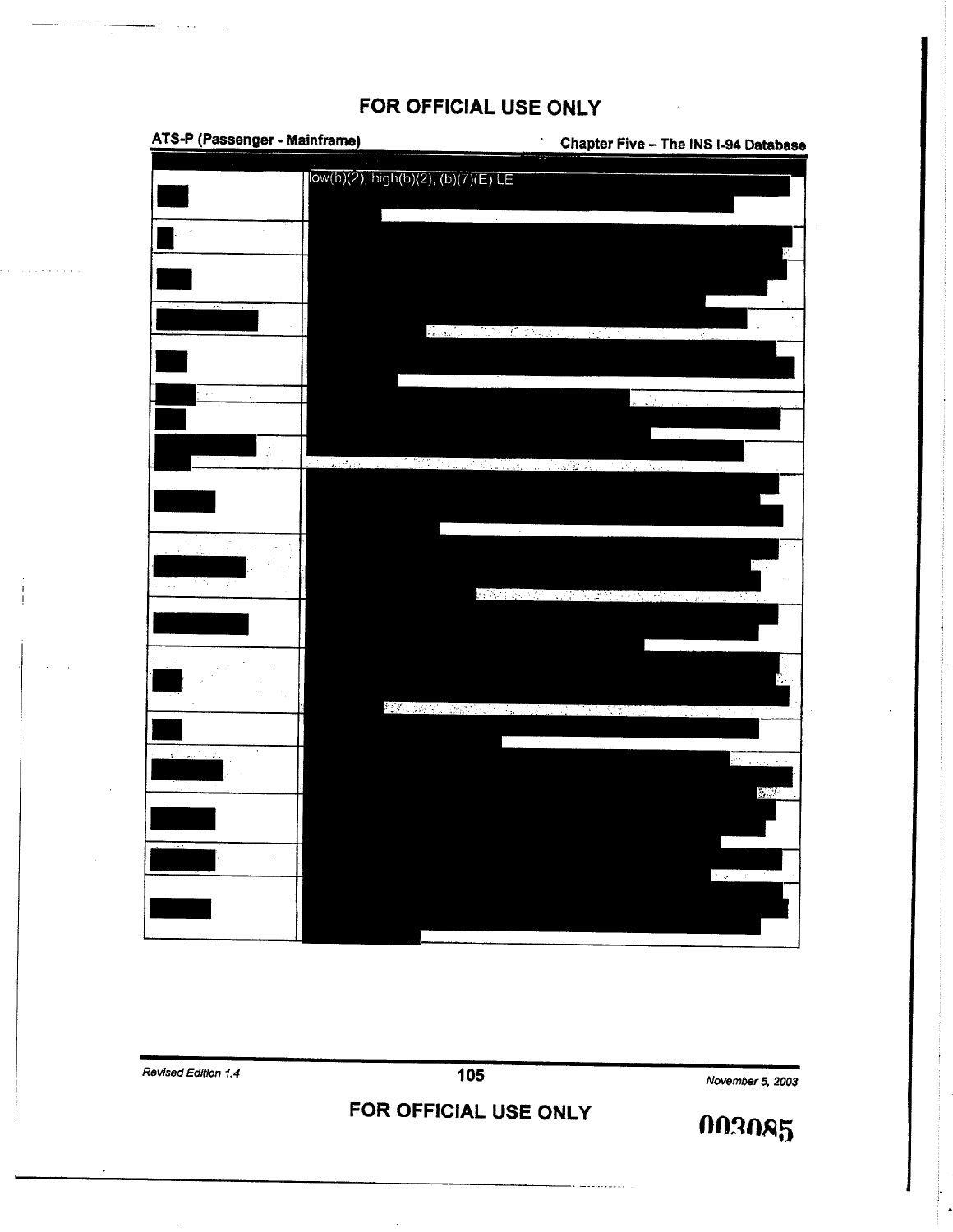FOR OFFICIAL USE ONLY

ATS-P (Passenger - Mainframe) — Chapter Five – The INS I-94 Database

low(b)(2), high(b)(2), (b)(7)(E) LE

FOR OFFICIAL USE ONLY

003085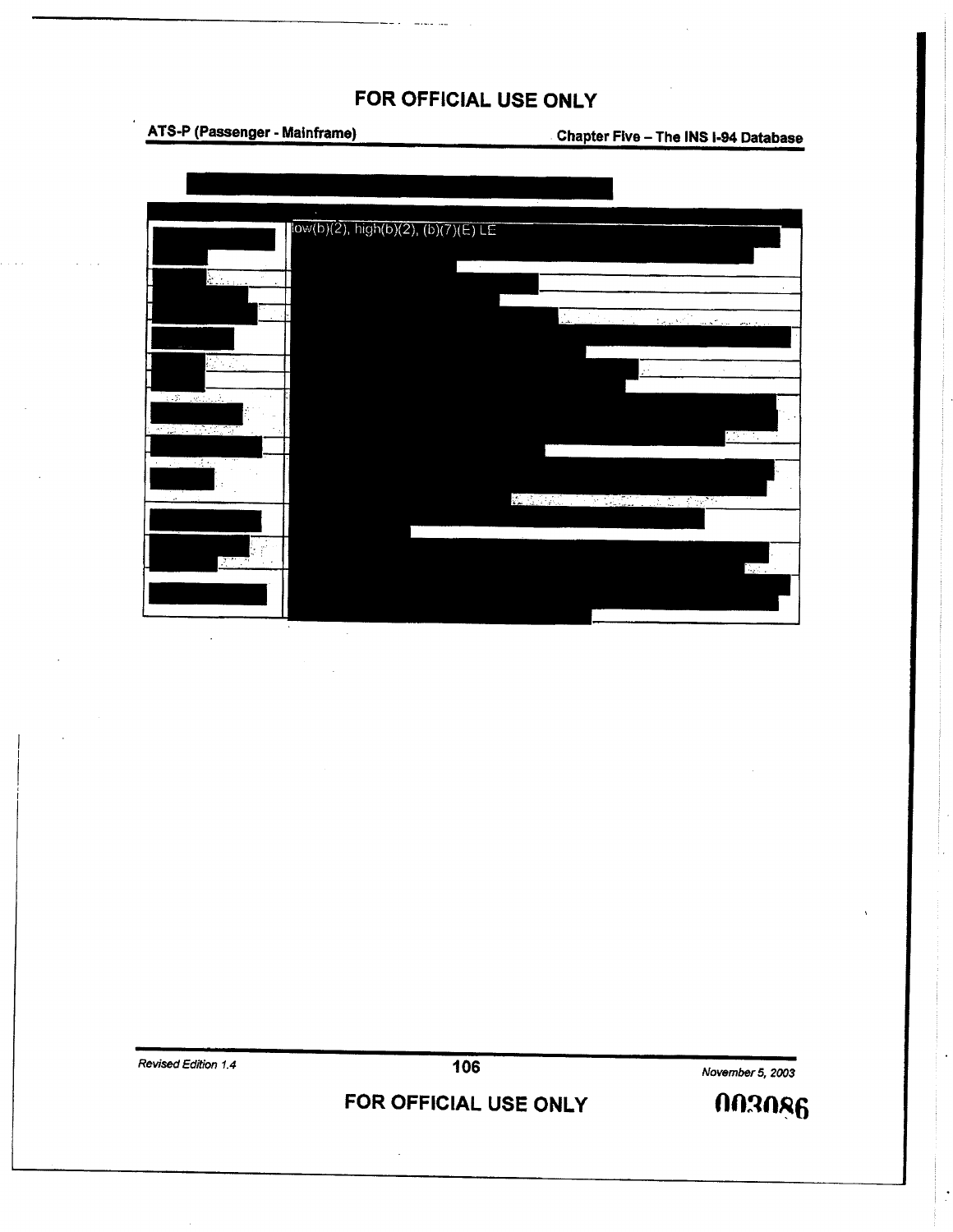FOR OFFICIAL USE ONLY

low(b)(2), high(b)(2), (b)(7)(E) LE

003086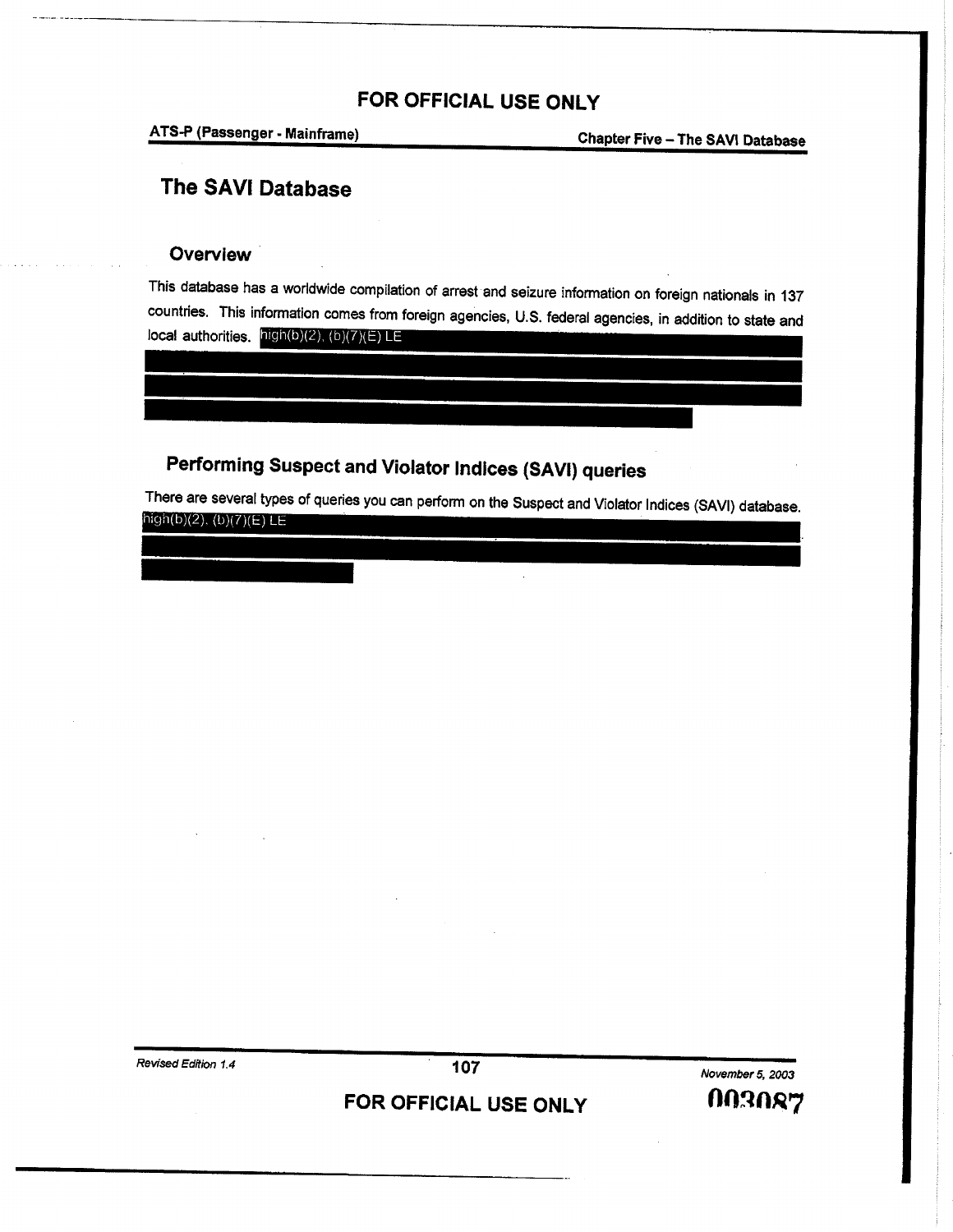# The SAVI Database

## Overview

This database has a worldwide compilation of arrest and seizure information on foreign nationals in 137 countries. This information comes from foreign agencies, U.S. federal agencies, in addition to state and local authorities. high(b)(2), (b)(7)(E) LE

## Performing Suspect and Violator Indices (SAVI) queries

There are several types of queries you can perform on the Suspect and Violator Indices (SAVI) database. high(b)(2), (b)(7)(E) LE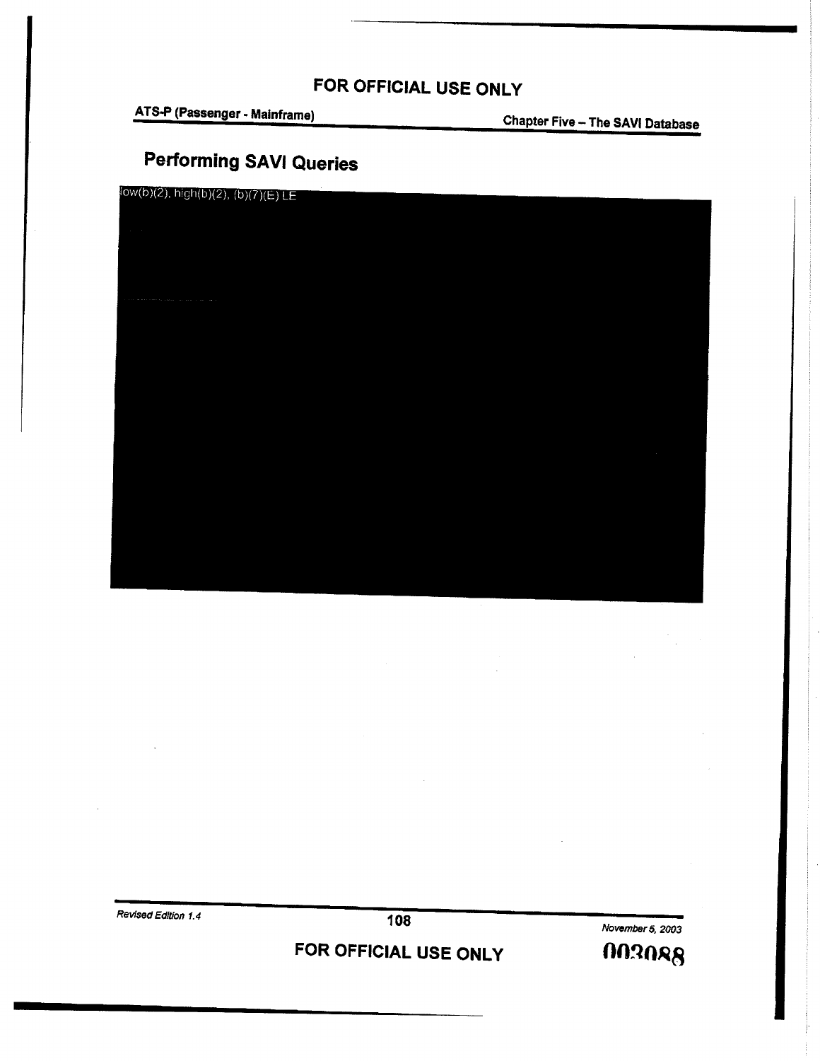## Performing SAVI Queries

low(b)(2), high(b)(2), (b)(7)(E) LE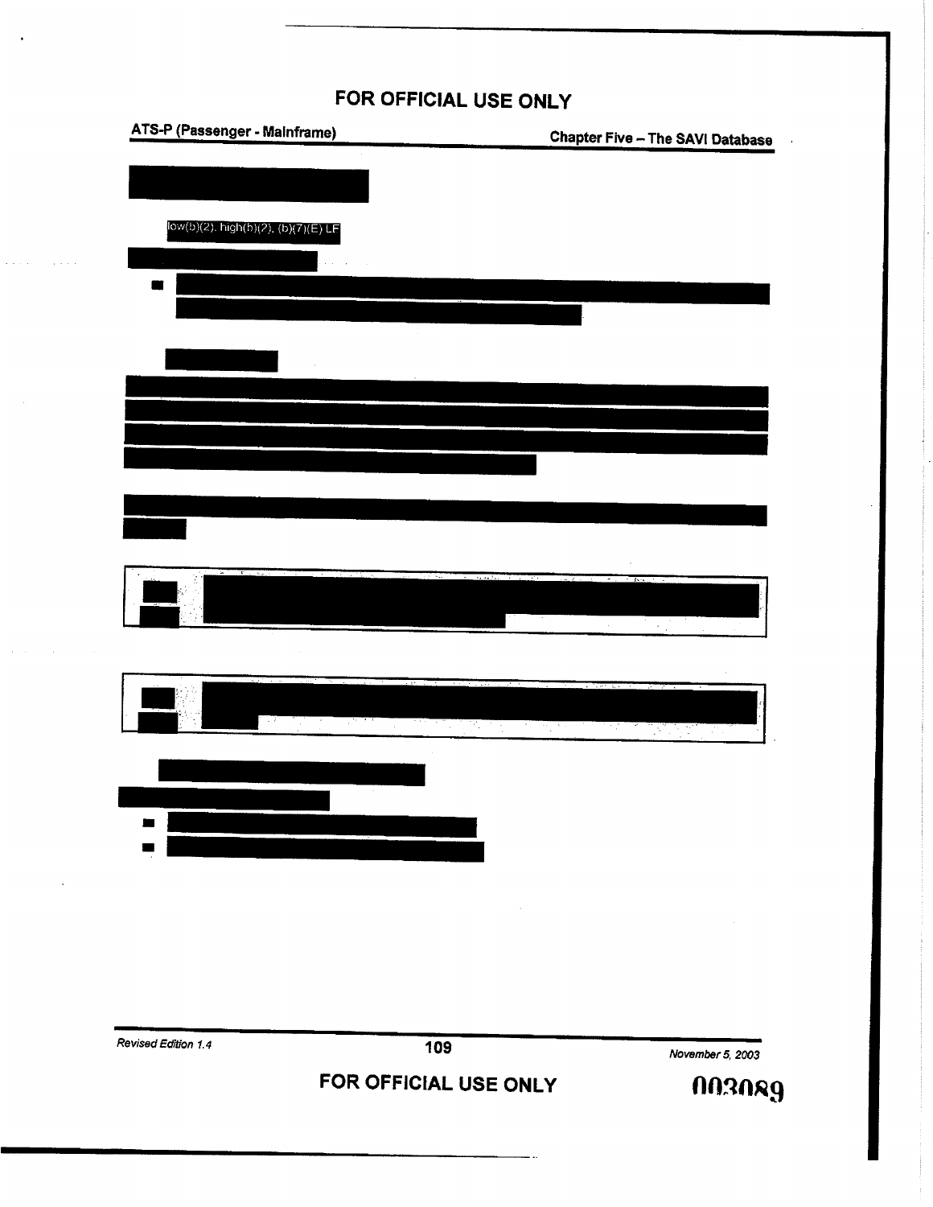FOR OFFICIAL USE ONLY

low(b)(2), high(b)(2), (b)(7)(E) LF

FOR OFFICIAL USE ONLY

003089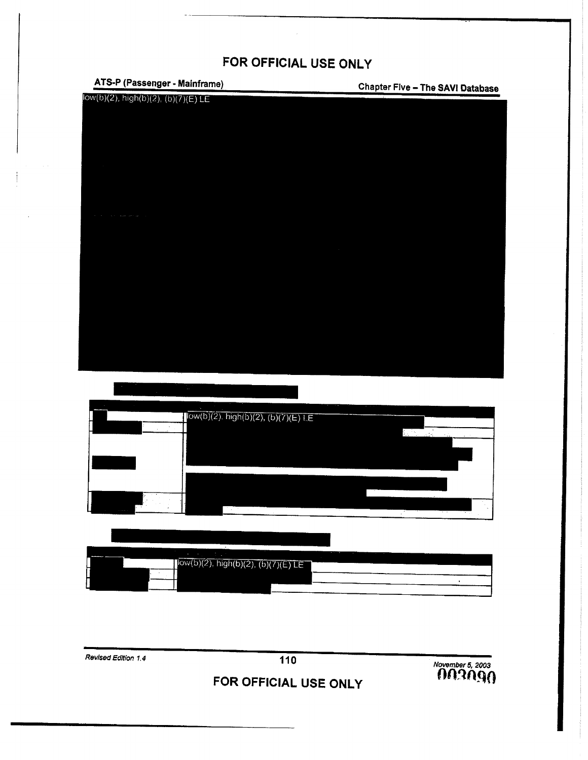low(b)(2), high(b)(2), (b)(7)(E) LE

| | |
|---|---|
| | low(b)(2), high(b)(2), (b)(7)(E) LE |
| | |
| | |

| | |
|---|---|
| | low(b)(2), high(b)(2), (b)(7)(E) LE |
| | |

003090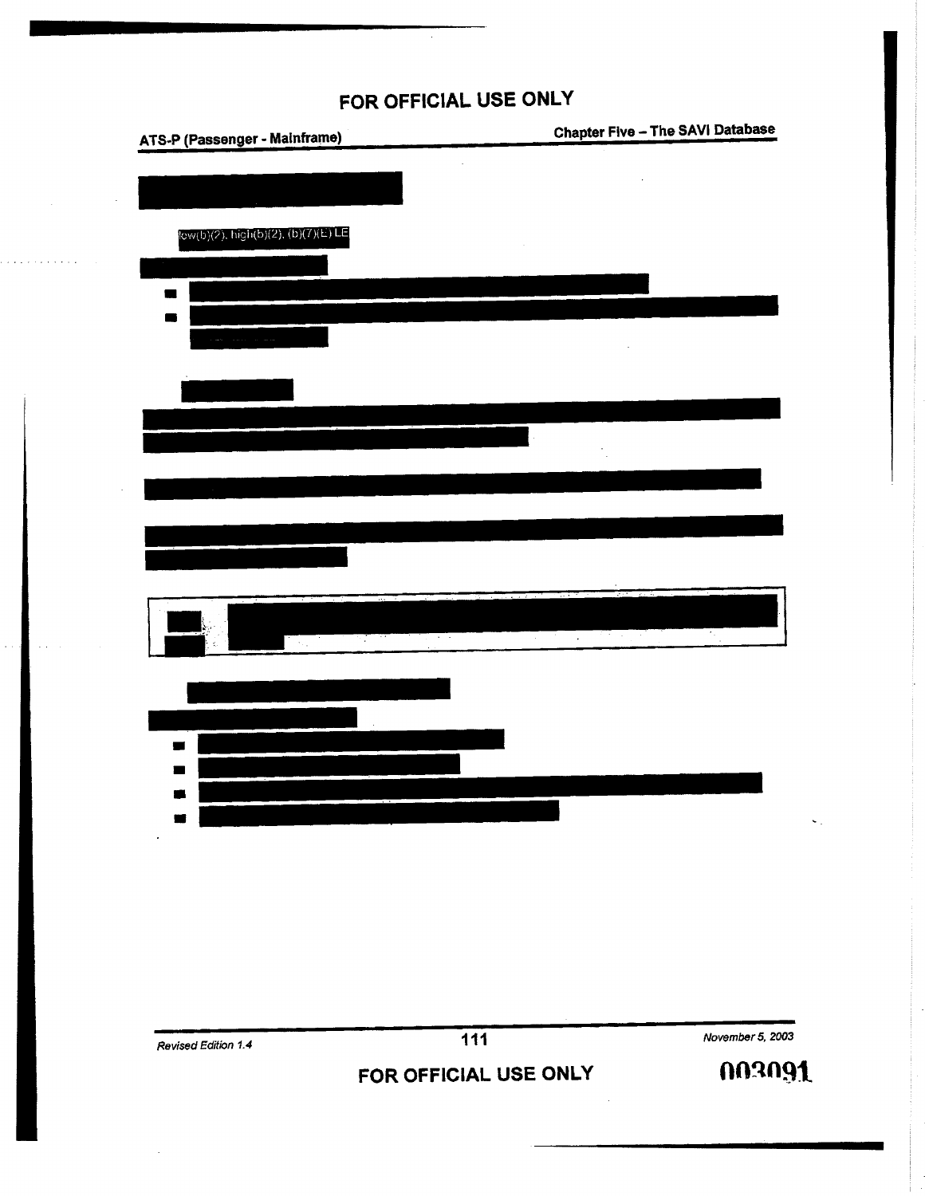FOR OFFICIAL USE ONLY

low(b)(2), high(b)(2), (b)(7)(E) LE

FOR OFFICIAL USE ONLY

003091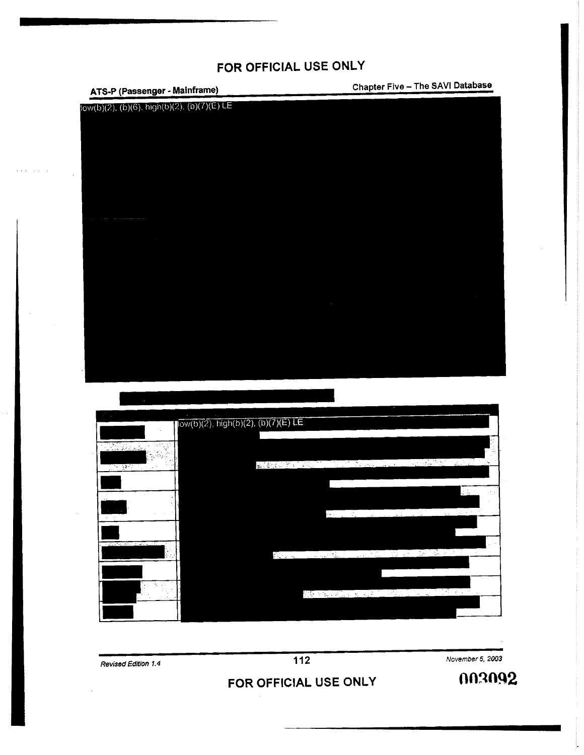FOR OFFICIAL USE ONLY

ATS-P (Passenger - Mainframe) Chapter Five – The SAVI Database

low(b)(2), (b)(6), high(b)(2), (b)(7)(E) LE

| | low(b)(2), high(b)(2), (b)(7)(E) LE |
|---|---|
| | |
| | |
| | |
| | |
| | |
| | |
| | |
| | |
| | |

Revised Edition 1.4 November 5, 2003

FOR OFFICIAL USE ONLY

003092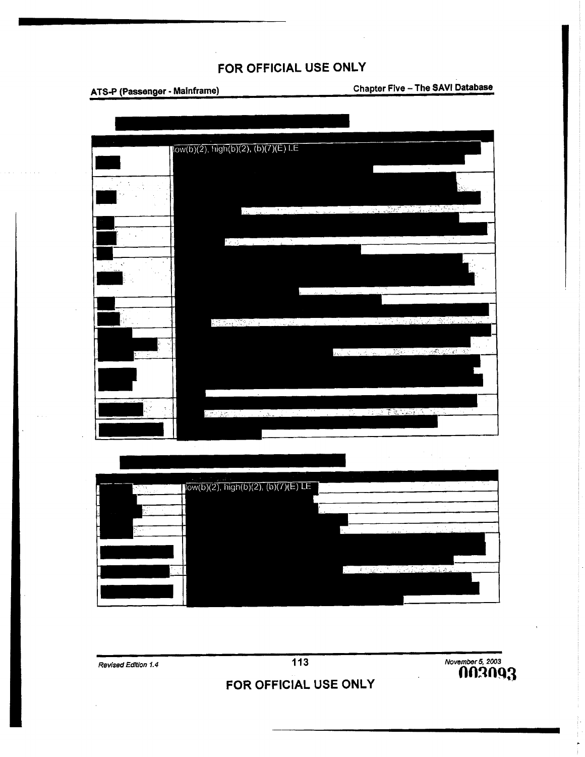FOR OFFICIAL USE ONLY

low(b)(2), high(b)(2), (b)(7)(E) LE

low(b)(2), high(b)(2), (b)(7)(E) LE

Revised Edition 1.4

November 5, 2003

003093

FOR OFFICIAL USE ONLY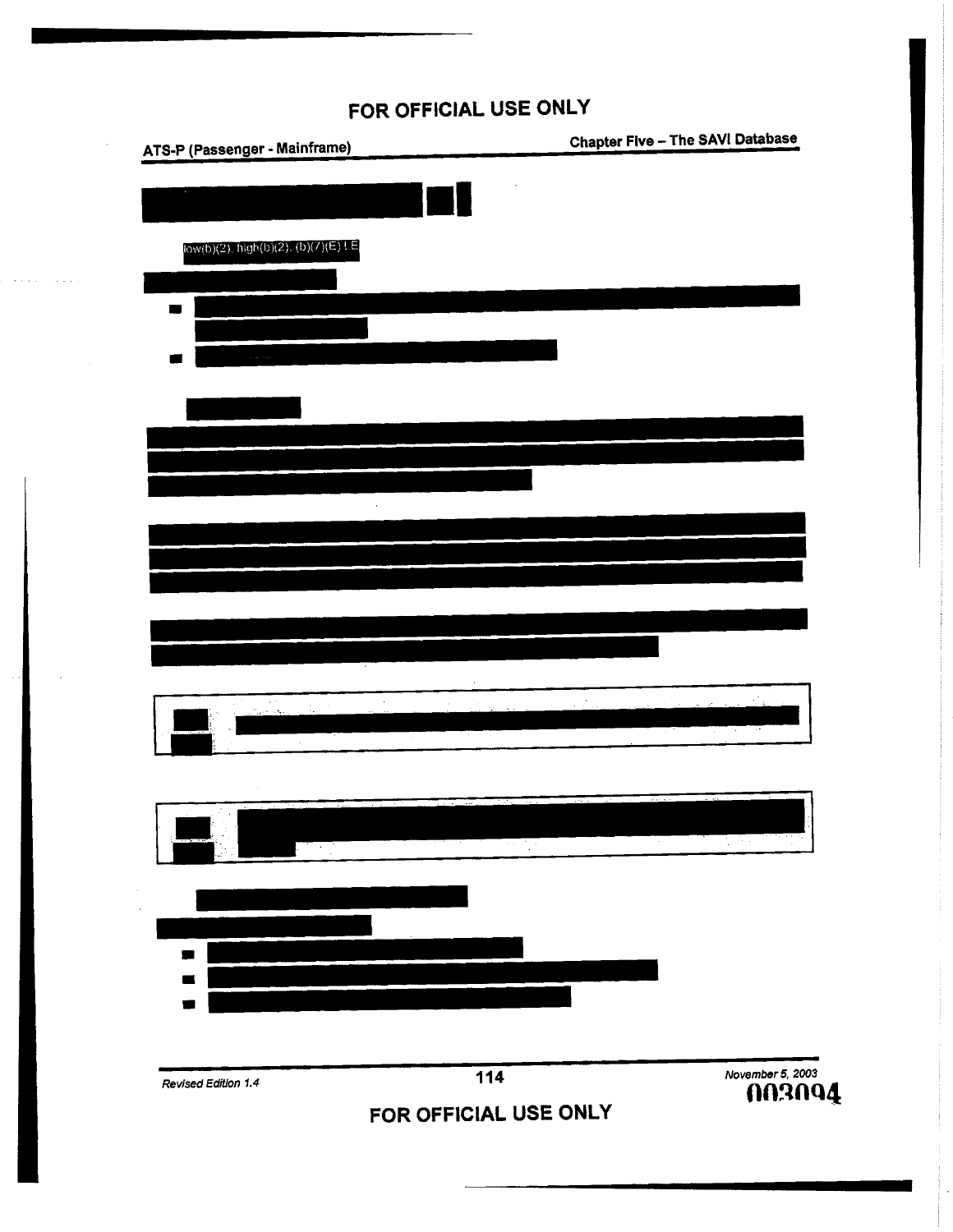FOR OFFICIAL USE ONLY

low(b)(2), high(b)(2), (b)(7)(E) LE

FOR OFFICIAL USE ONLY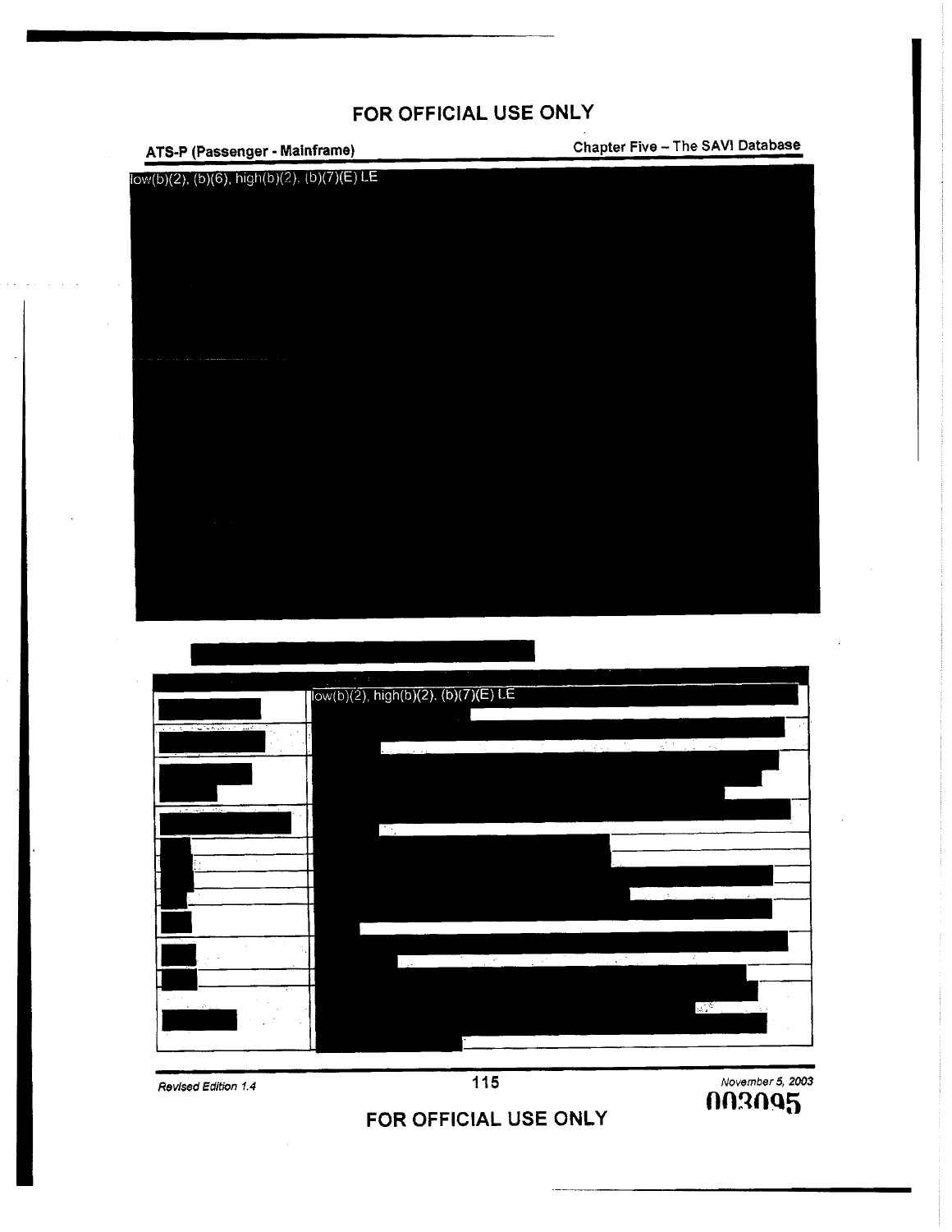FOR OFFICIAL USE ONLY

low(b)(2), (b)(6), high(b)(2), (b)(7)(E) LE

low(b)(2), high(b)(2), (b)(7)(E) LE

FOR OFFICIAL USE ONLY

003095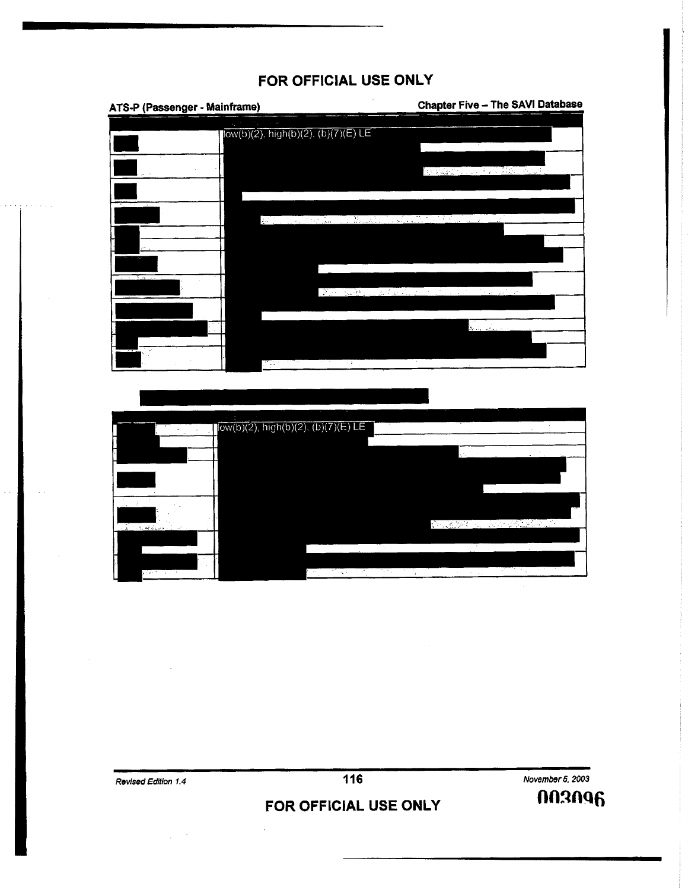FOR OFFICIAL USE ONLY

ATS-P (Passenger - Mainframe) | Chapter Five – The SAVI Database

low(b)(2), high(b)(2), (b)(7)(E) LE

low(b)(2), high(b)(2), (b)(7)(E) LE

FOR OFFICIAL USE ONLY

003096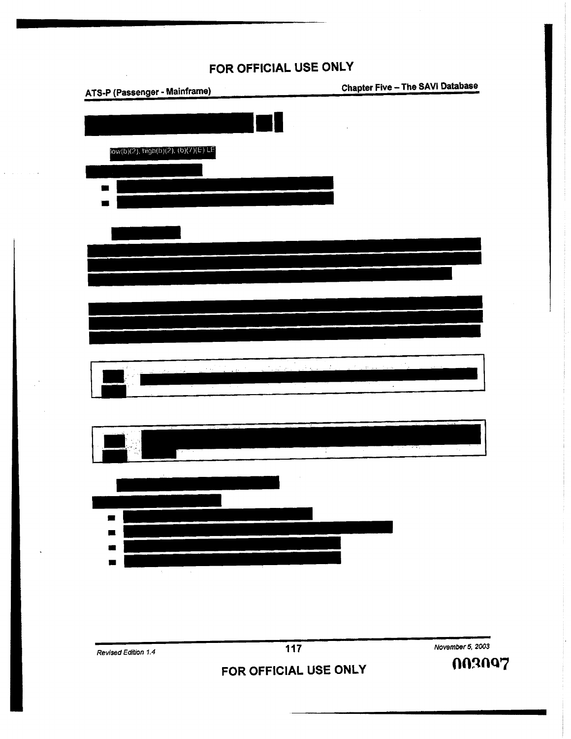FOR OFFICIAL USE ONLY

low(b)(2), high(b)(2), (b)(7)(E) LE

FOR OFFICIAL USE ONLY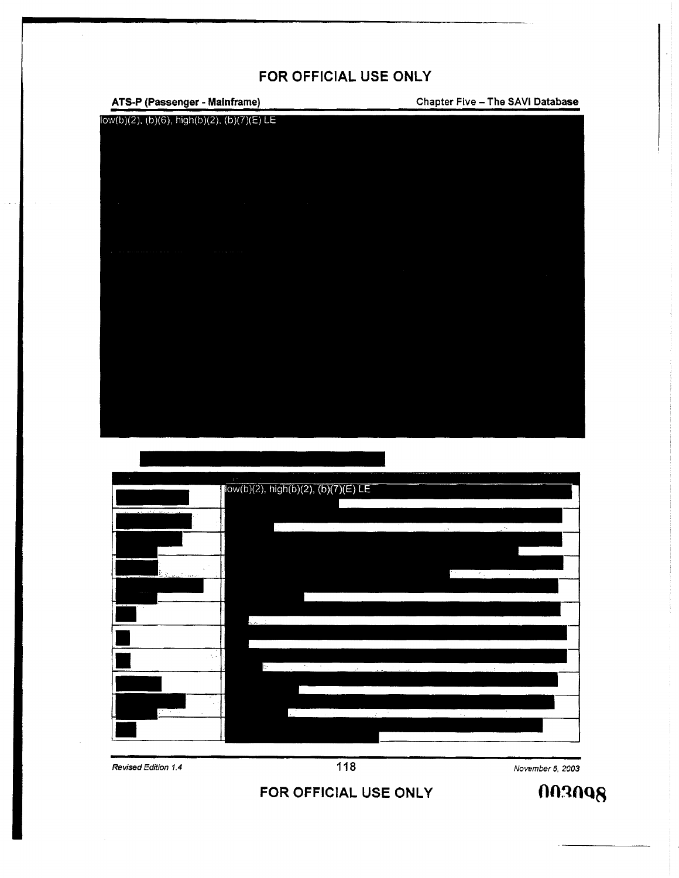FOR OFFICIAL USE ONLY

**ATS-P (Passenger - Mainframe)** — **Chapter Five – The SAVI Database**

low(b)(2), (b)(6), high(b)(2), (b)(7)(E) LE

| | |
|---|---|
| | low(b)(2), high(b)(2), (b)(7)(E) LE |
| | |
| | |
| | |
| | |
| | |
| | |
| | |
| | |
| | |
| | |

FOR OFFICIAL USE ONLY

003098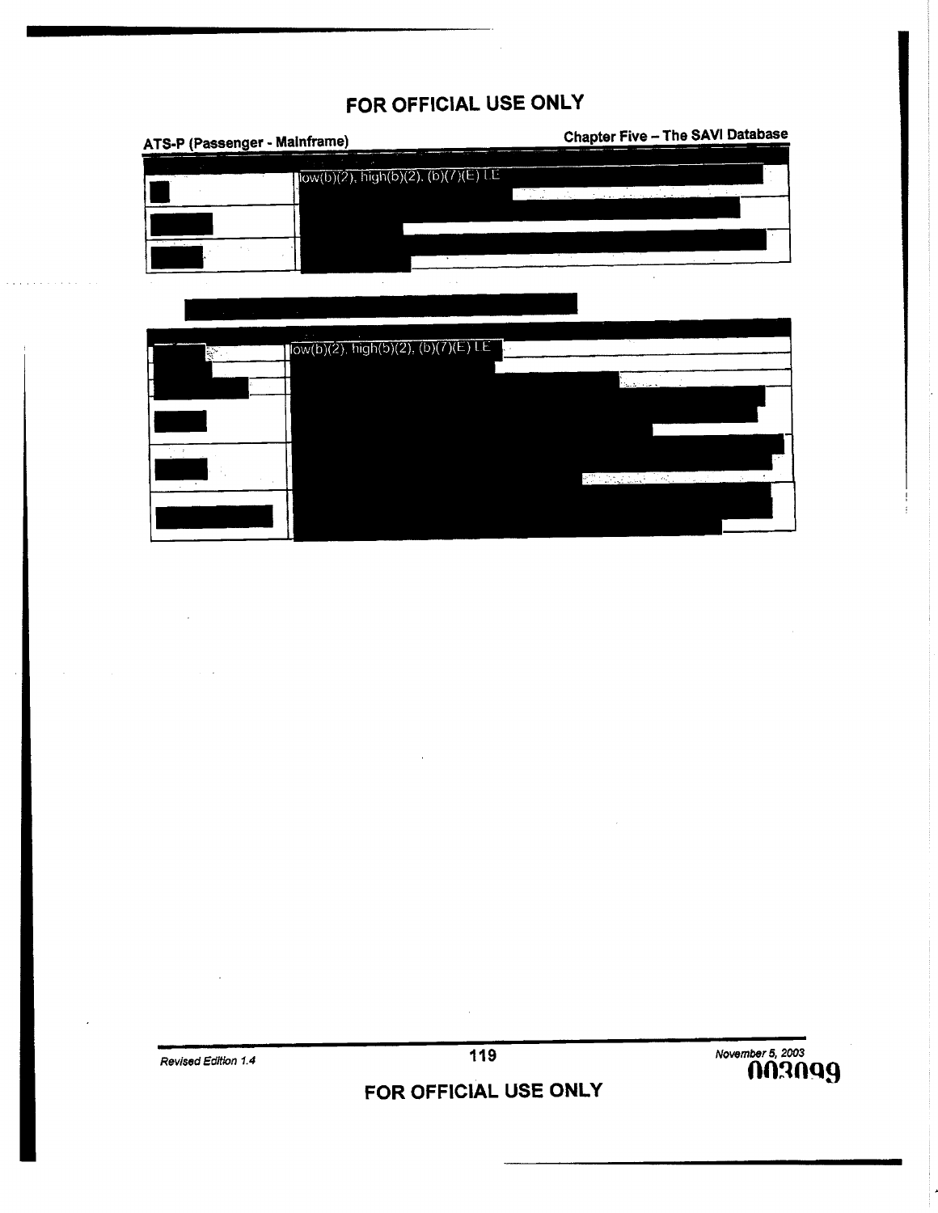FOR OFFICIAL USE ONLY

| | |
|---|---|
| | low(b)(2), high(b)(2), (b)(7)(E) LE |
| | |
| | |

| | |
|---|---|
| | low(b)(2), high(b)(2), (b)(7)(E) LE |
| | |
| | |
| | |
| | |

003099

FOR OFFICIAL USE ONLY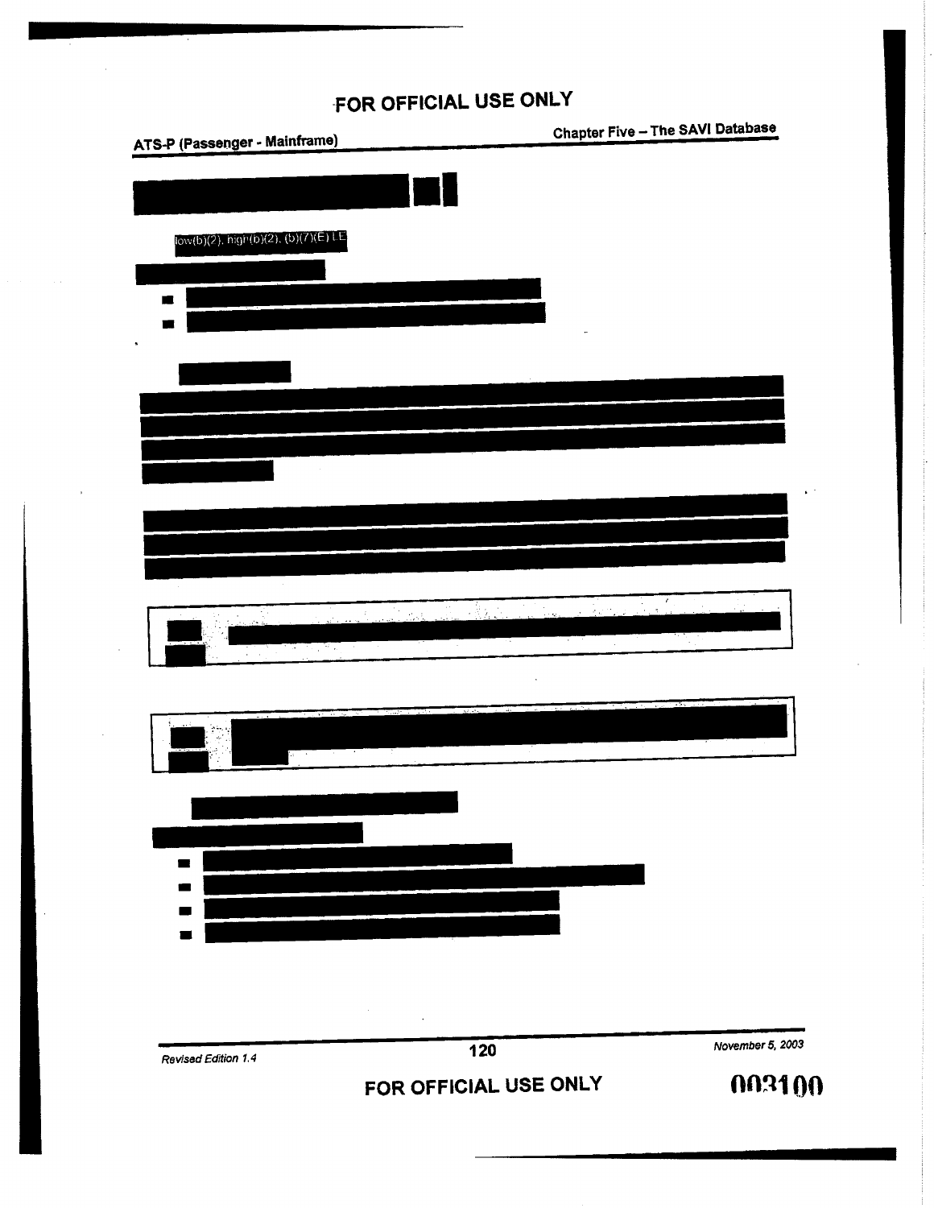low(b)(2), high(b)(2), (b)(7)(E) LE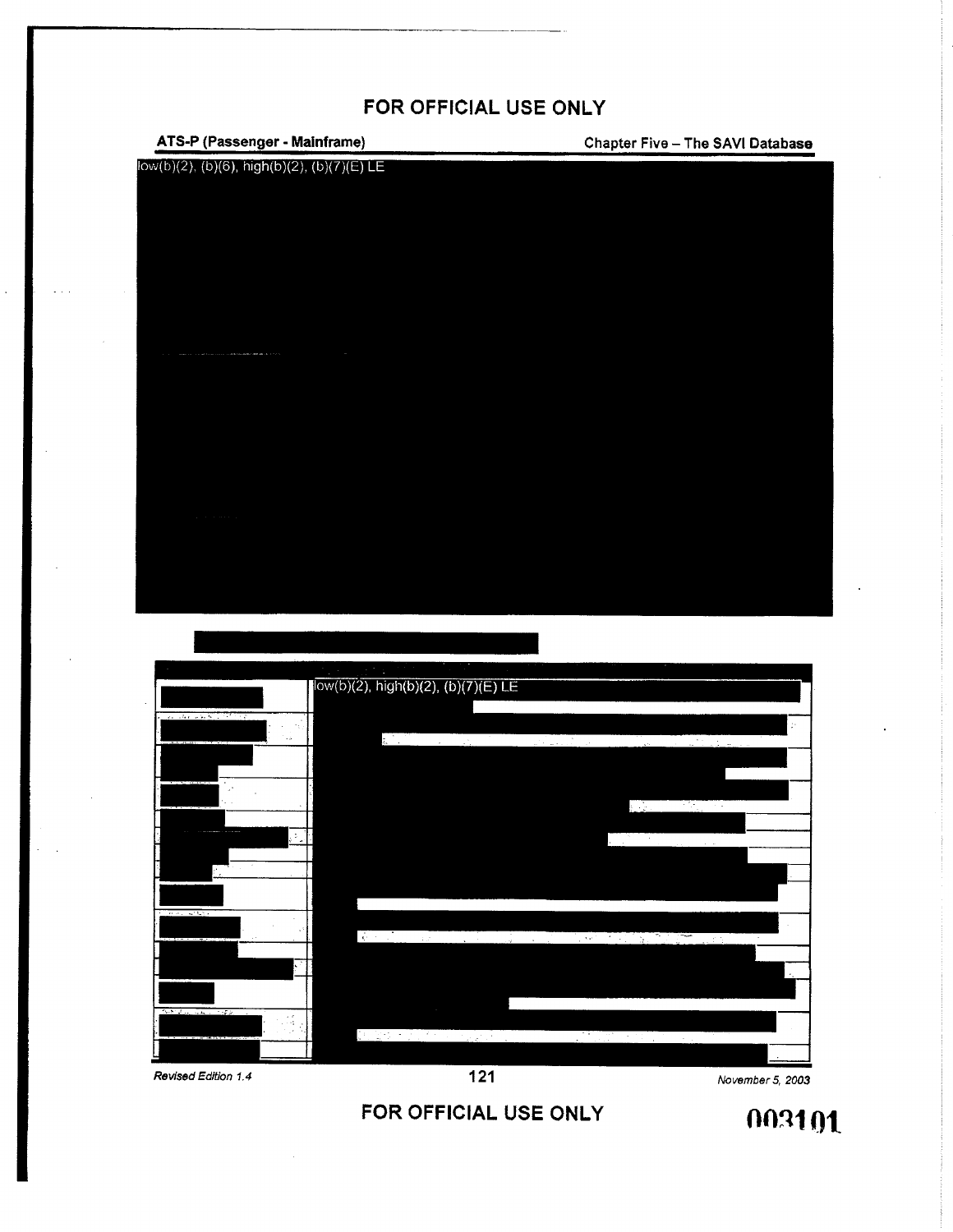FOR OFFICIAL USE ONLY

low(b)(2), (b)(6), high(b)(2), (b)(7)(E) LE

| | low(b)(2), high(b)(2), (b)(7)(E) LE |
|---|---|
| | |
| | |
| | |
| | |
| | |
| | |
| | |
| | |
| | |
| | |
| | |
| | |
| | |

FOR OFFICIAL USE ONLY

003101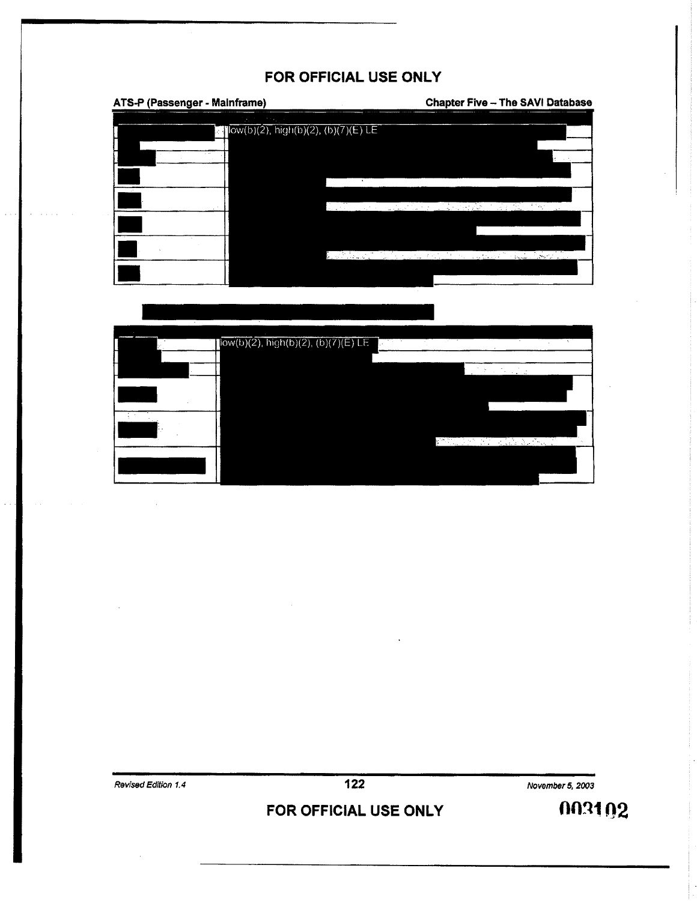| | |
|---|---|
| | low(b)(2), high(b)(2), (b)(7)(E) LE |
| | |
| | |
| | |
| | |
| | |
| | |
| | |

| | |
|---|---|
| | low(b)(2), high(b)(2), (b)(7)(E) LE |
| | |
| | |
| | |
| | |
| | |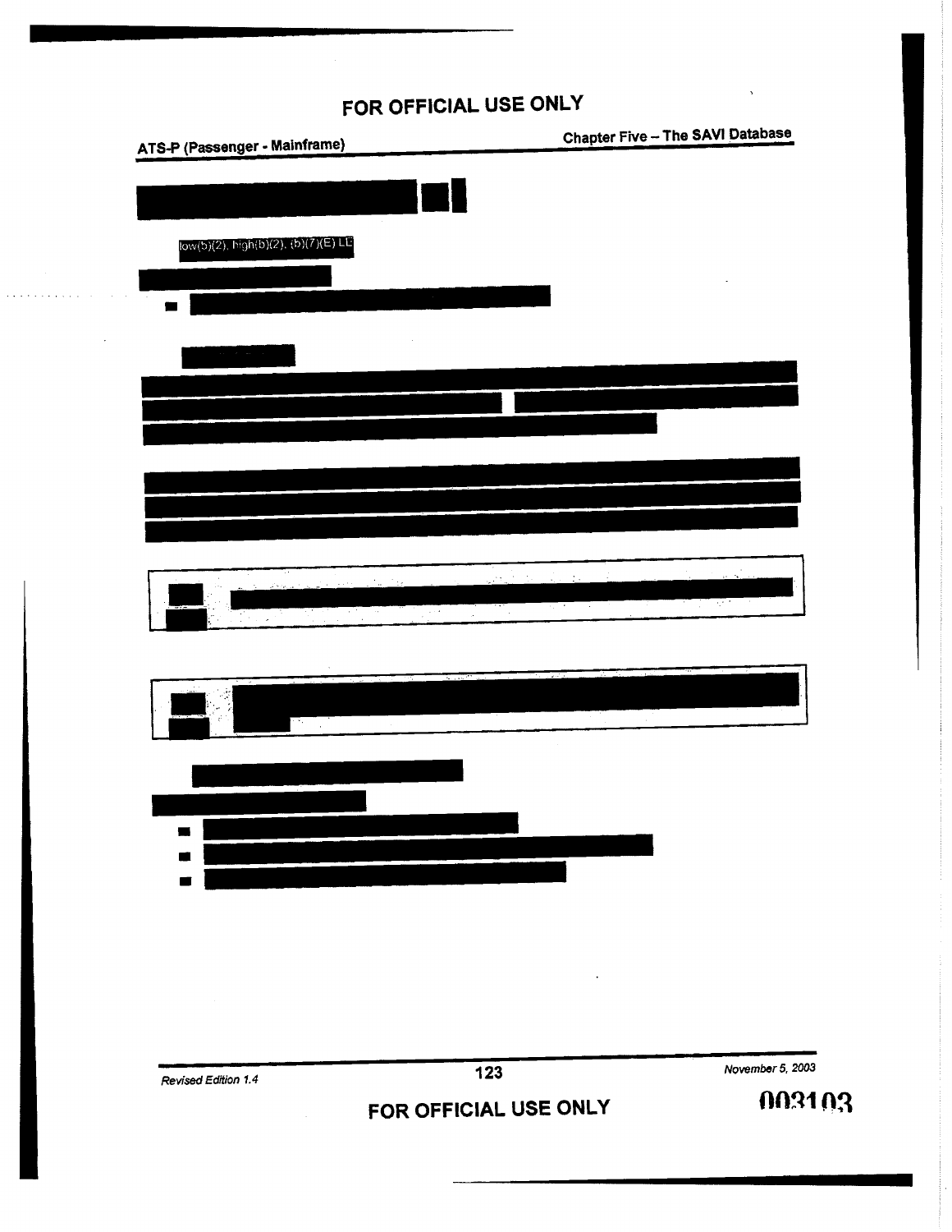FOR OFFICIAL USE ONLY

low(b)(2), high(b)(2), (b)(7)(E) LE

FOR OFFICIAL USE ONLY

003103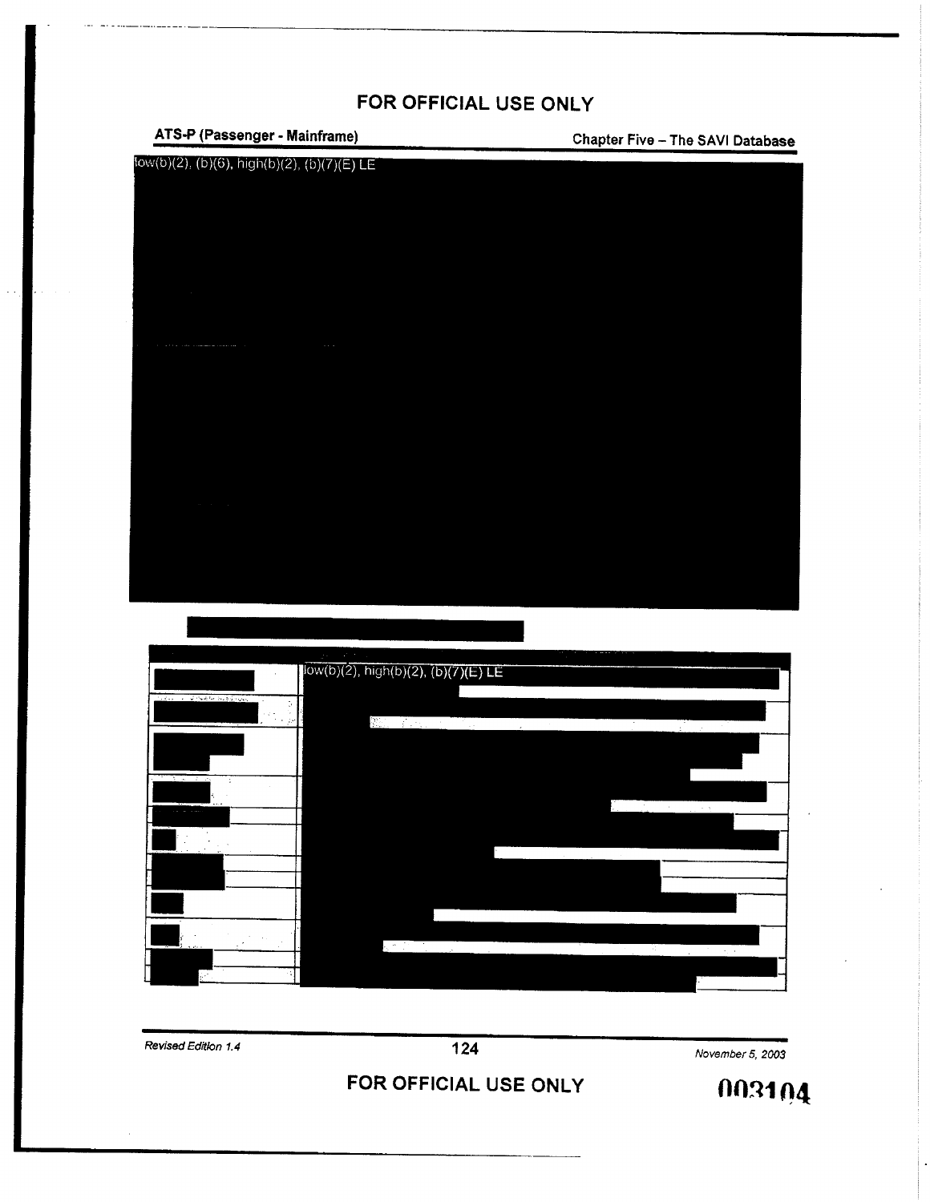FOR OFFICIAL USE ONLY

low(b)(2), (b)(6), high(b)(2), (b)(7)(E) LE

low(b)(2), high(b)(2), (b)(7)(E) LE

FOR OFFICIAL USE ONLY

003104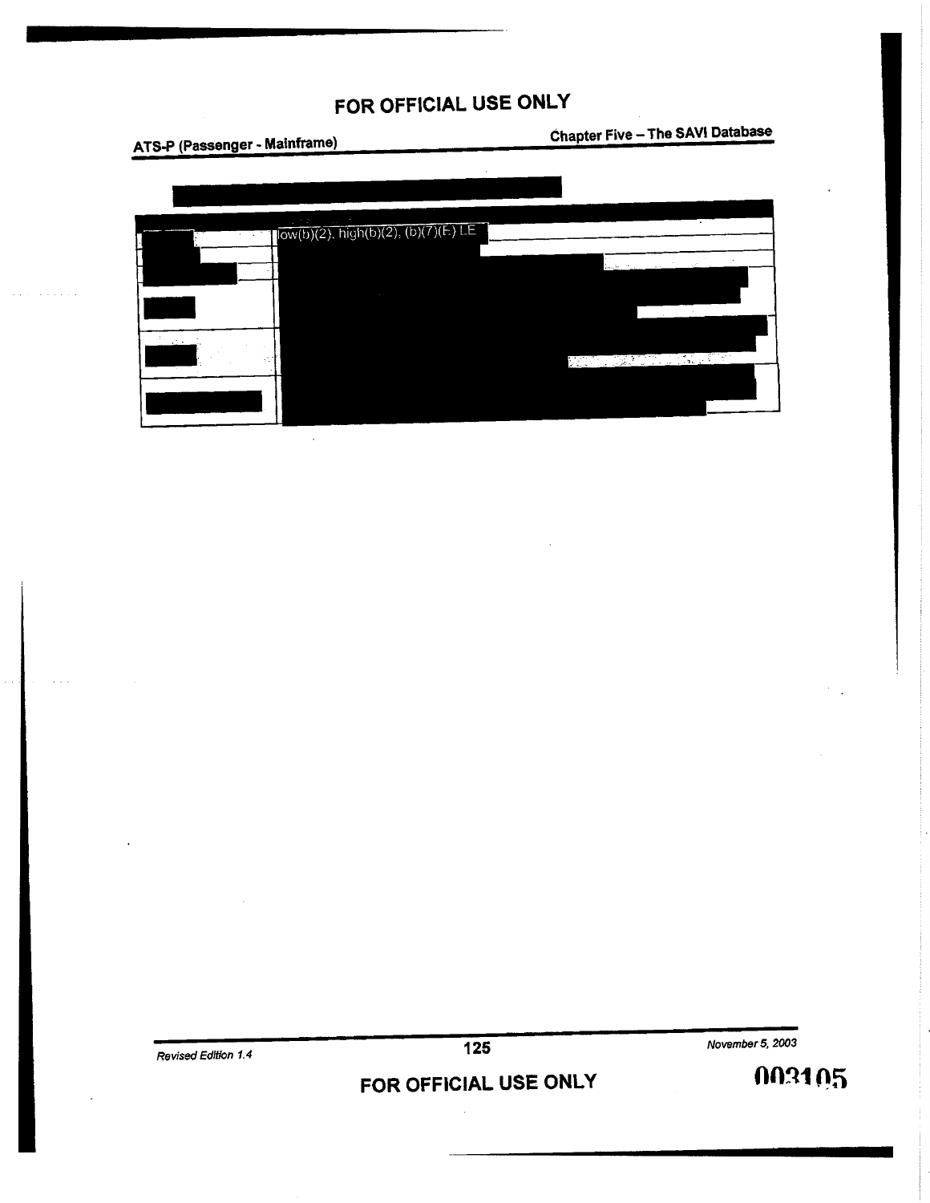low(b)(2), high(b)(2), (b)(7)(E) LE

November 5, 2003

003105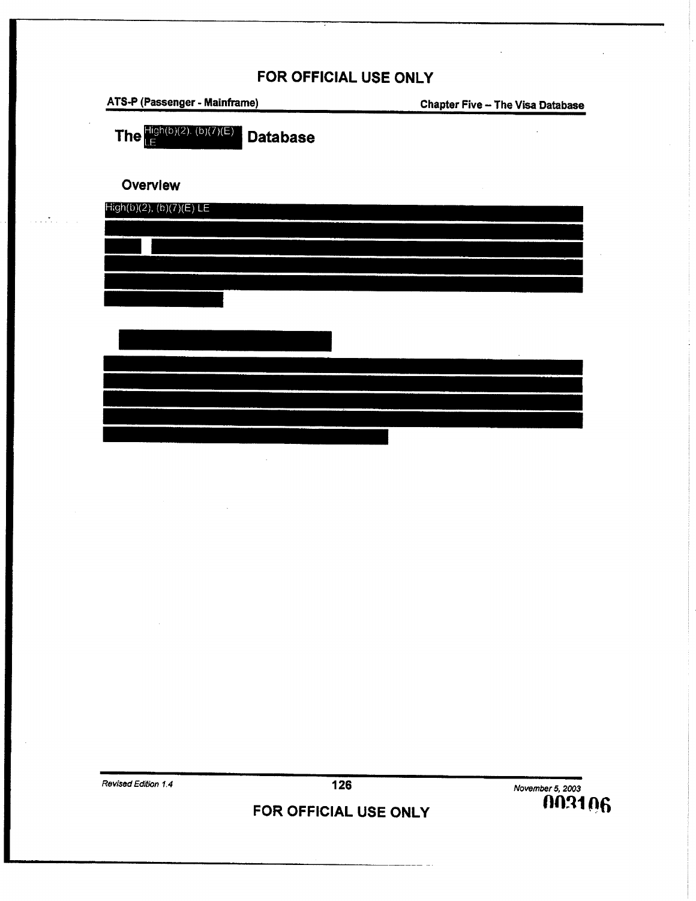# The High(b)(2), (b)(7)(E) LE Database

## Overview

High(b)(2), (b)(7)(E) LE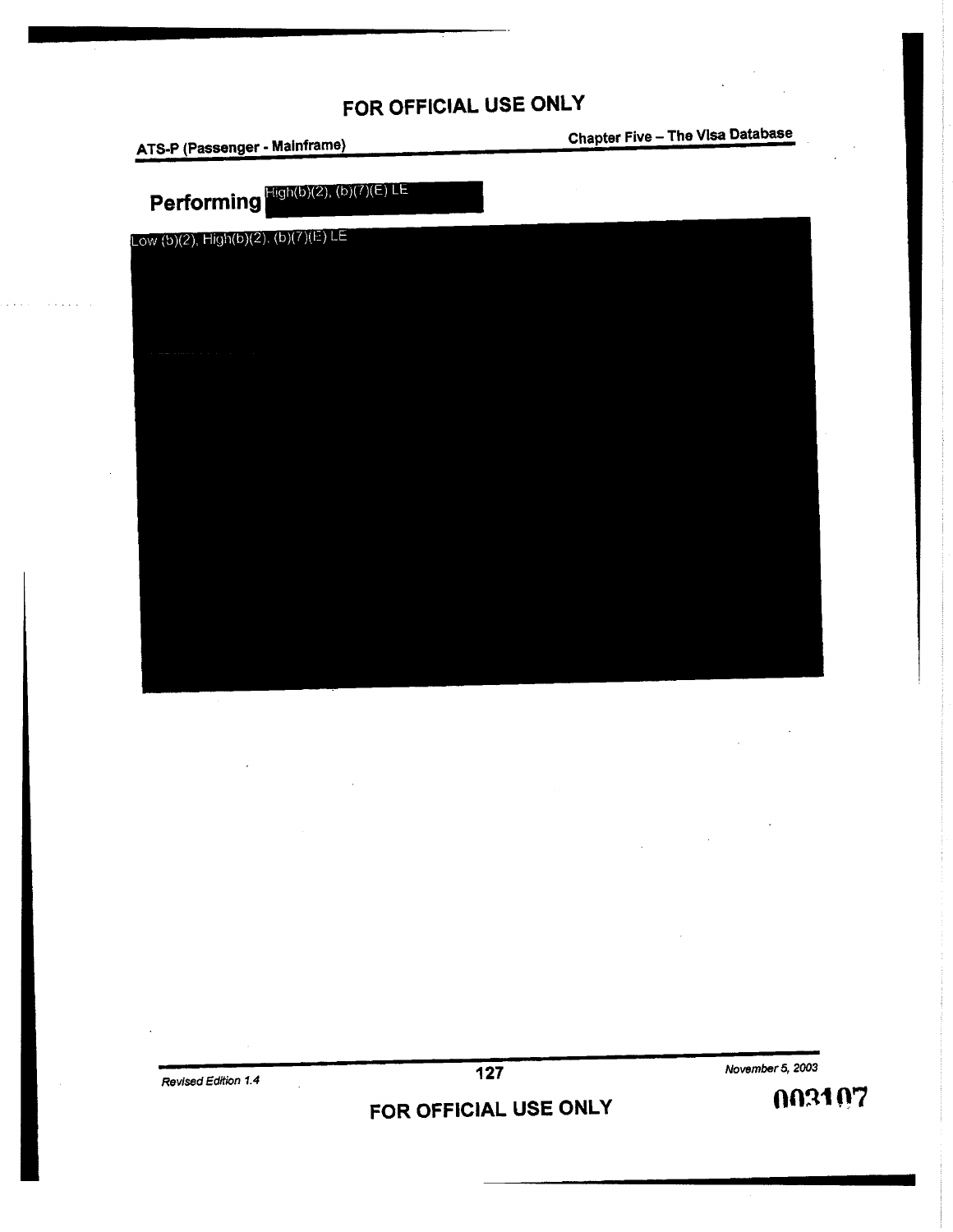FOR OFFICIAL USE ONLY

## Performing High(b)(2), (b)(7)(E) LE

Low (b)(2), High(b)(2), (b)(7)(E) LE

FOR OFFICIAL USE ONLY

003107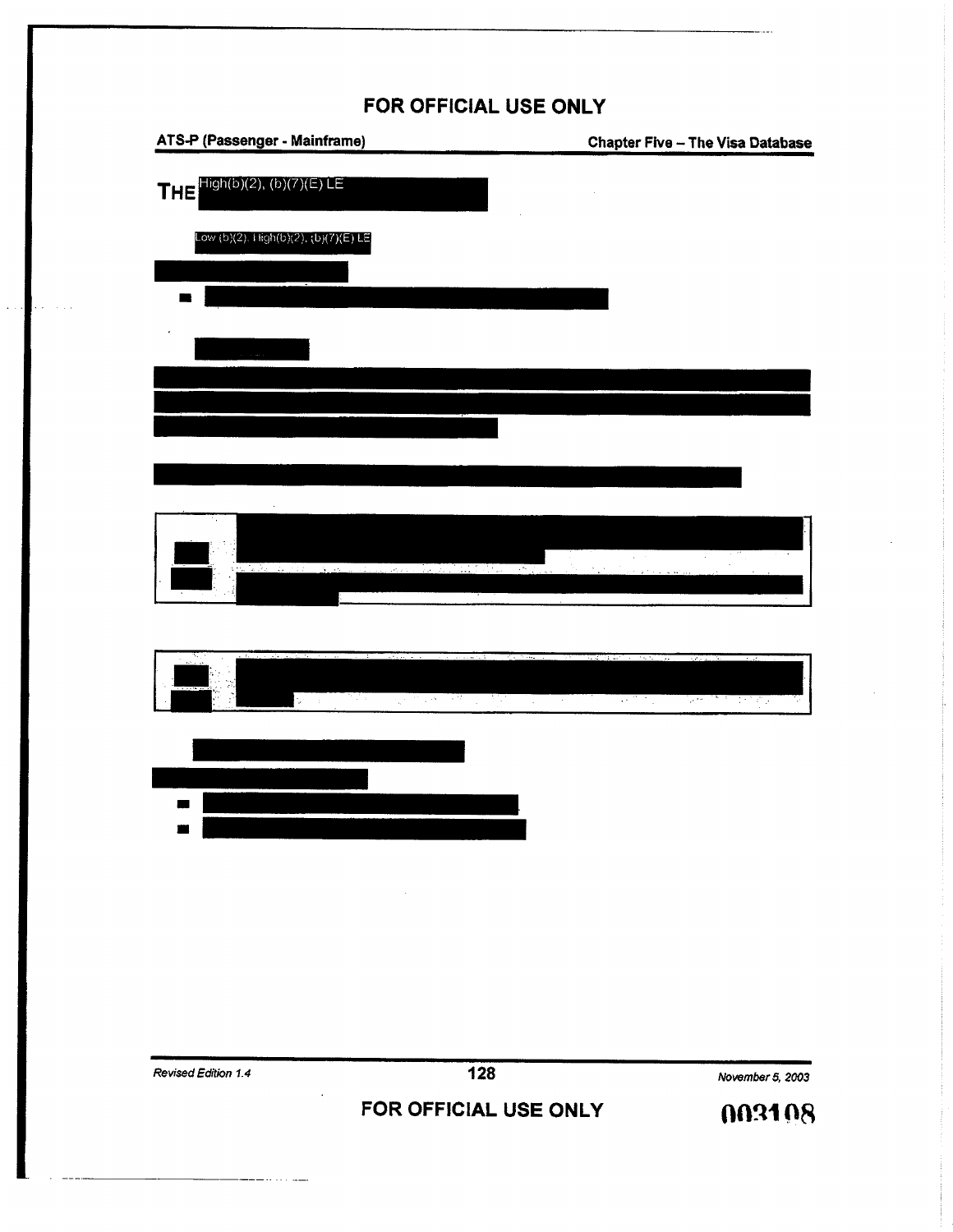# THE High(b)(2), (b)(7)(E) LE

Low (b)(2), High(b)(2), (b)(7)(E) LE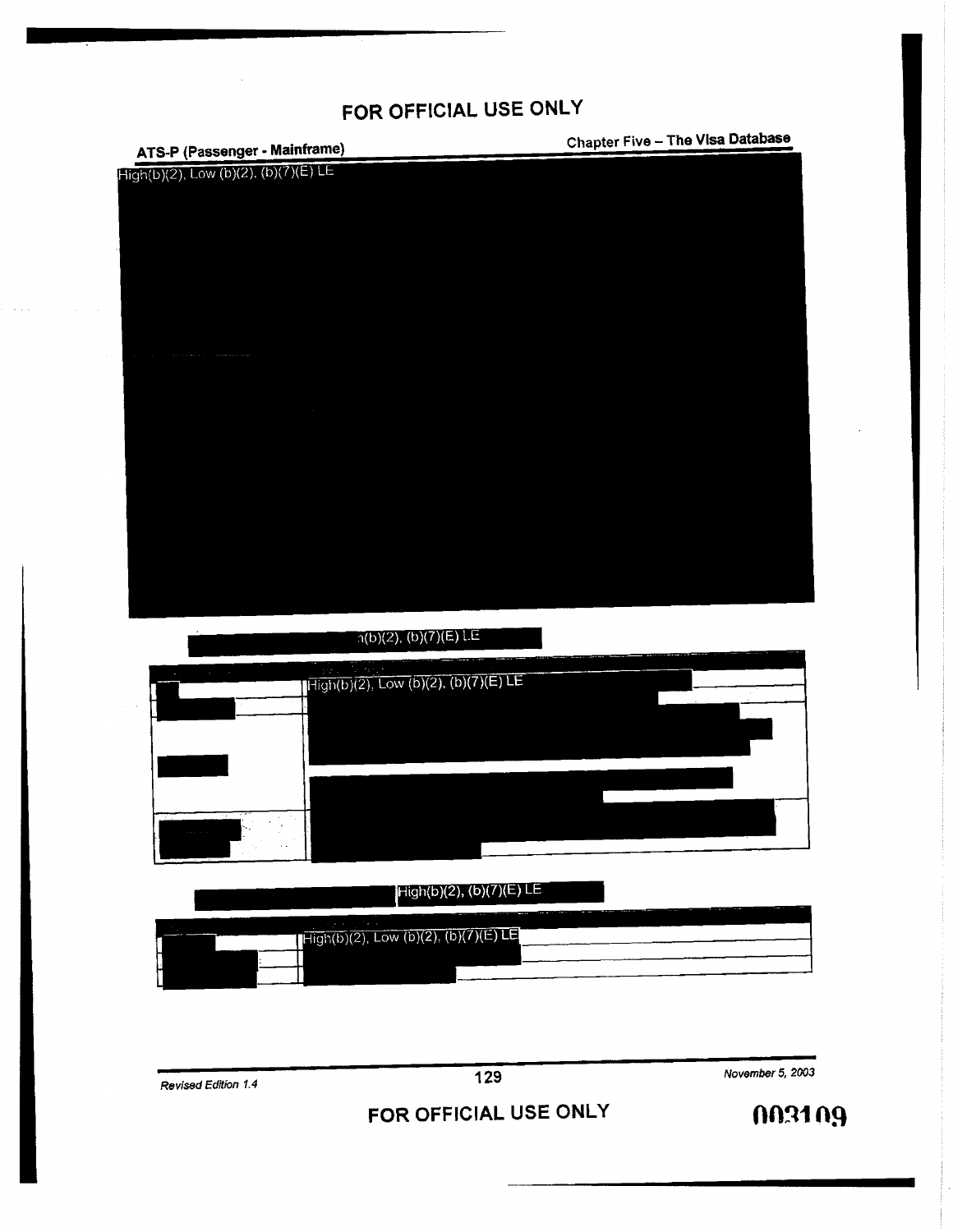FOR OFFICIAL USE ONLY

High(b)(2), Low (b)(2), (b)(7)(E) LE

h(b)(2), (b)(7)(E) LE

| | |
|---|---|
| | High(b)(2), Low (b)(2), (b)(7)(E) LE |
| | |
| | |

High(b)(2), (b)(7)(E) LE

| | |
|---|---|
| | High(b)(2), Low (b)(2), (b)(7)(E) LE |
| | |

FOR OFFICIAL USE ONLY

003109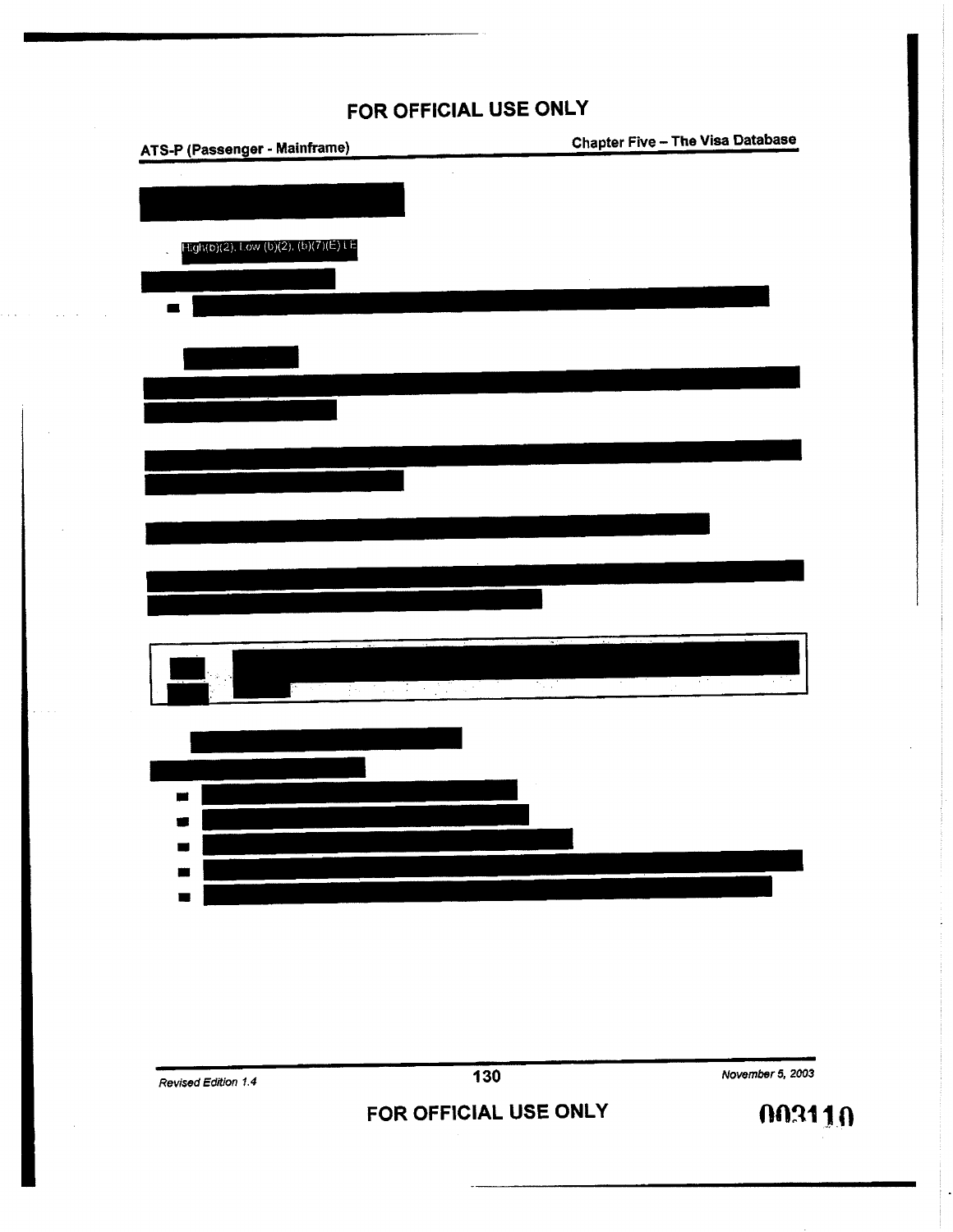FOR OFFICIAL USE ONLY

High(b)(2), Low (b)(2), (b)(7)(E) LE

FOR OFFICIAL USE ONLY

003110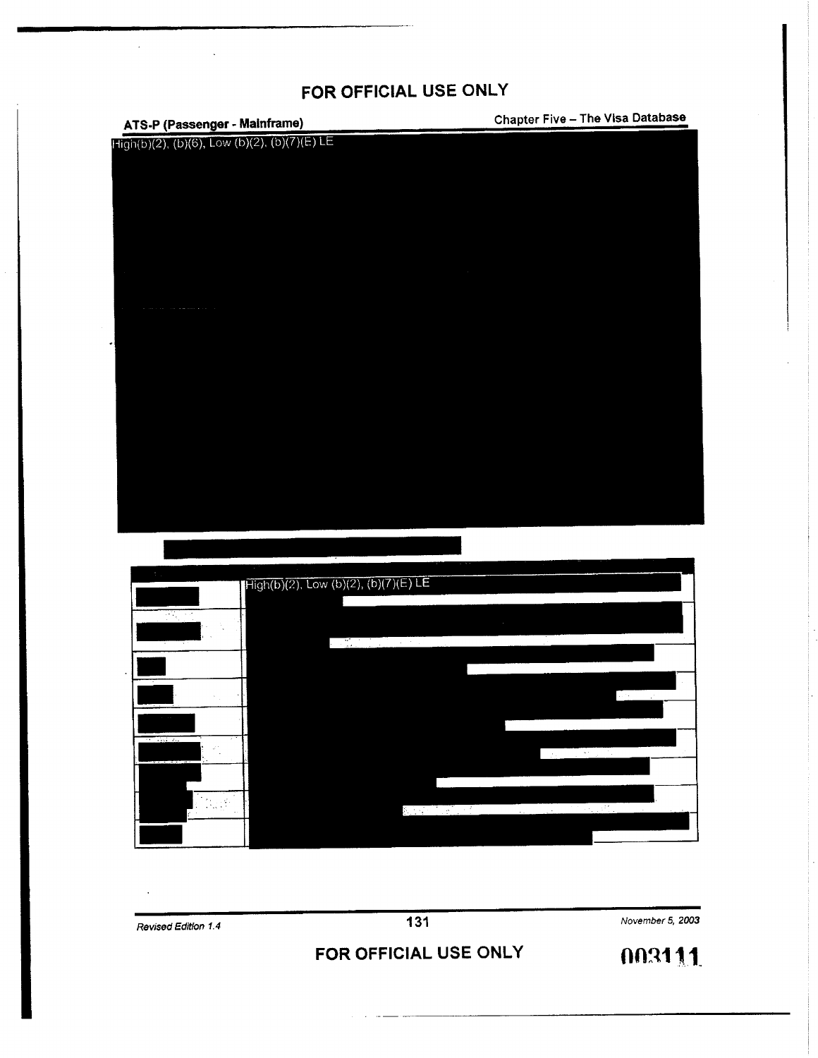FOR OFFICIAL USE ONLY

High(b)(2), (b)(6), Low (b)(2), (b)(7)(E) LE

| | High(b)(2), Low (b)(2), (b)(7)(E) LE |
|---|---|
| | |
| | |
| | |
| | |
| | |
| | |
| | |
| | |
| | |

FOR OFFICIAL USE ONLY

003111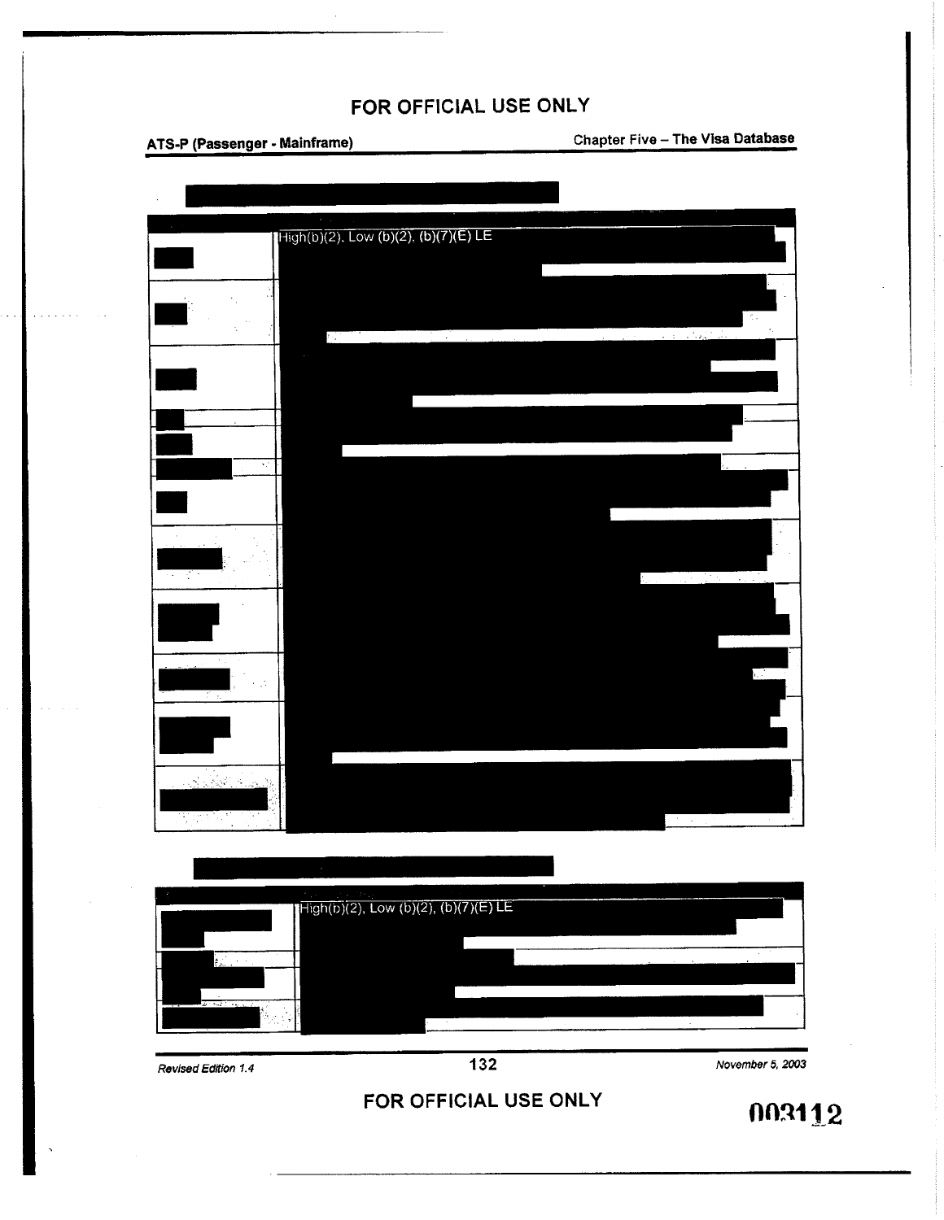FOR OFFICIAL USE ONLY

| | |
|---|---|
| | High(b)(2), Low (b)(2), (b)(7)(E) LE |
| | |
| | |
| | |
| | |
| | |
| | |
| | |
| | |
| | |
| | |
| | |

| | |
|---|---|
| | High(b)(2), Low (b)(2), (b)(7)(E) LE |
| | |
| | |
| | |

FOR OFFICIAL USE ONLY

003112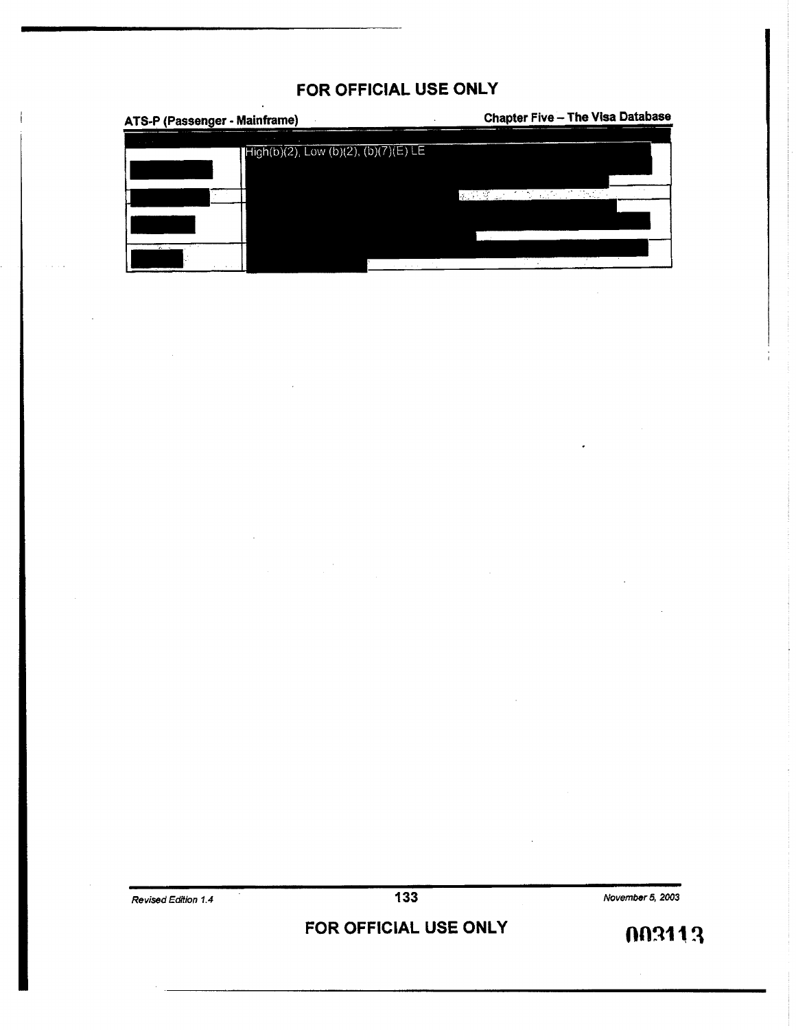**FOR OFFICIAL USE ONLY**

| | |
|---|---|
| | High(b)(2), Low (b)(2), (b)(7)(E) LE |
| | |
| | |
| | |

**FOR OFFICIAL USE ONLY**

003113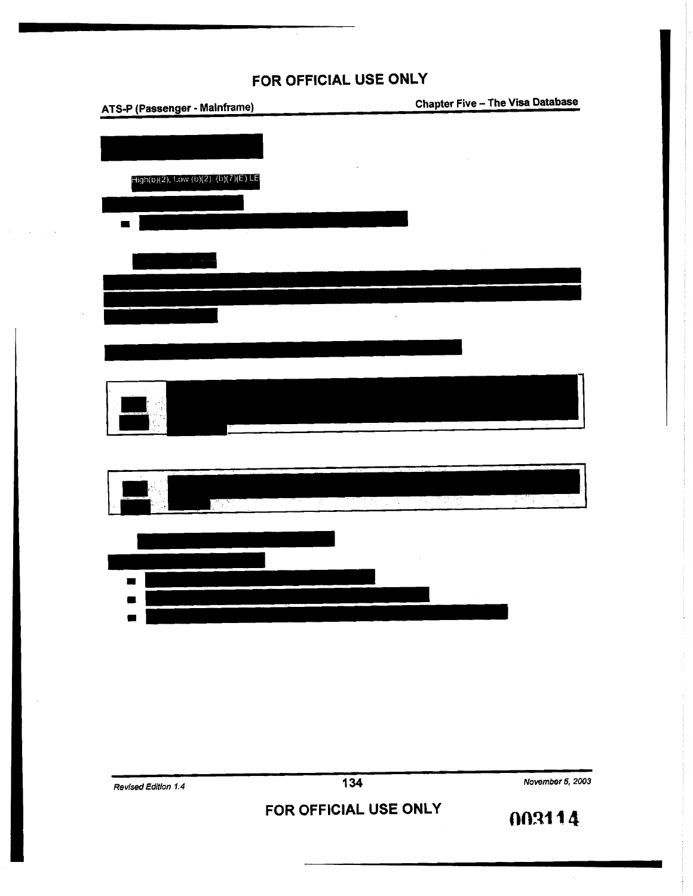FOR OFFICIAL USE ONLY

High(b)(2), Low (b)(2), (b)(7)(E) LE

FOR OFFICIAL USE ONLY

003114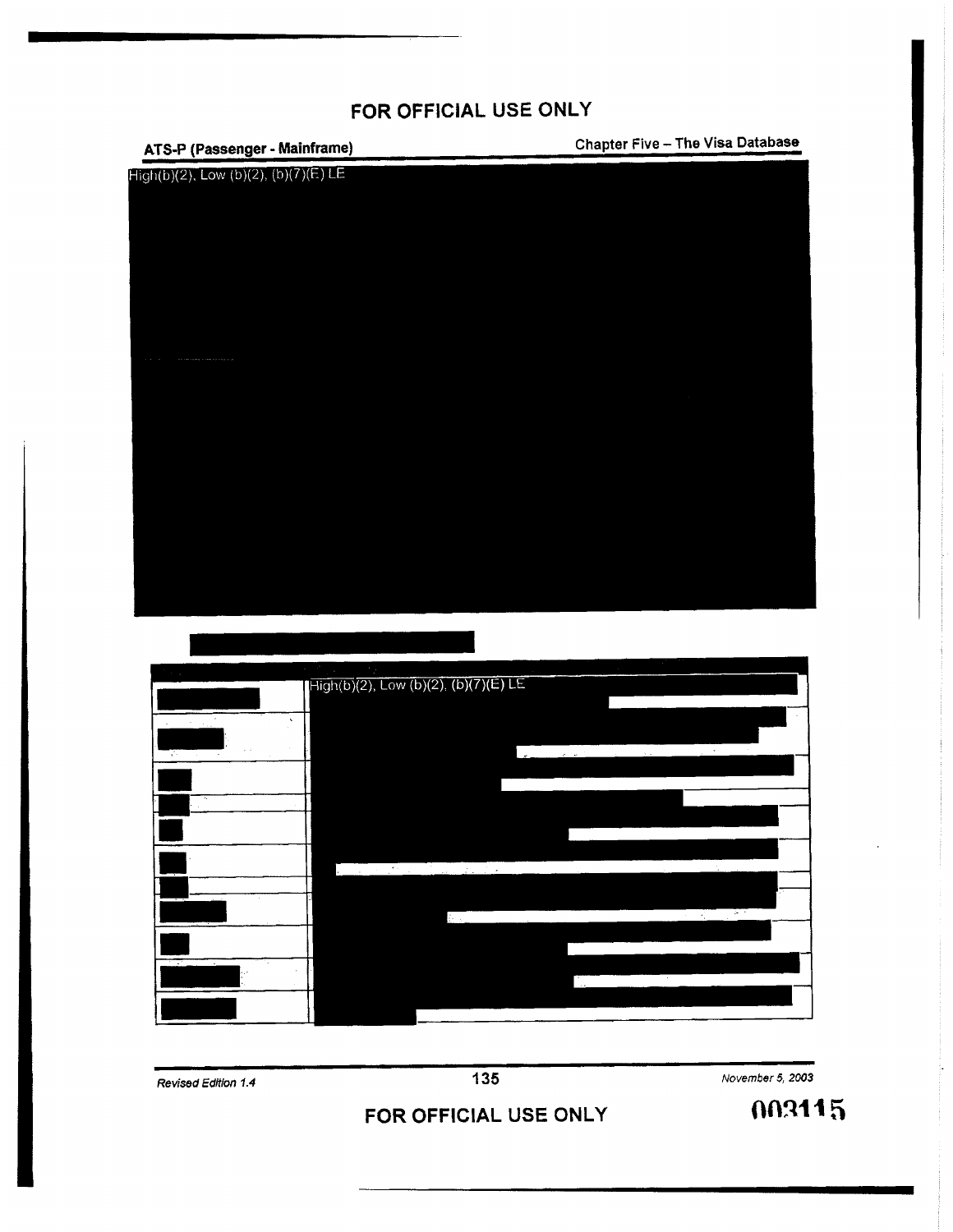FOR OFFICIAL USE ONLY

ATS-P (Passenger - Mainframe) | Chapter Five – The Visa Database

High(b)(2), Low (b)(2), (b)(7)(E) LE

| | |
|---|---|
| | High(b)(2), Low (b)(2), (b)(7)(E) LE |
| | |
| | |
| | |
| | |
| | |
| | |
| | |
| | |
| | |
| | |

Revised Edition 1.4 | November 5, 2003

FOR OFFICIAL USE ONLY

003115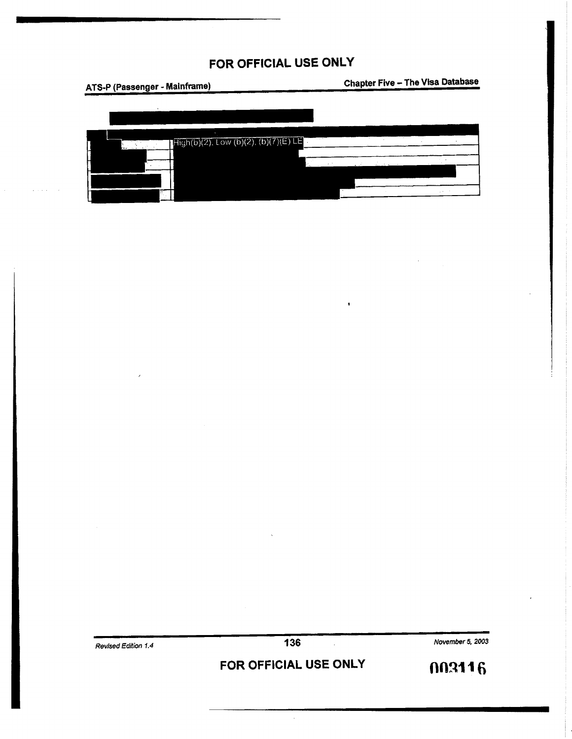FOR OFFICIAL USE ONLY

| | |
|---|---|
| | High(b)(2), Low (b)(2), (b)(7)(E) LE |
| | |
| | |
| | |
| | |

FOR OFFICIAL USE ONLY

003116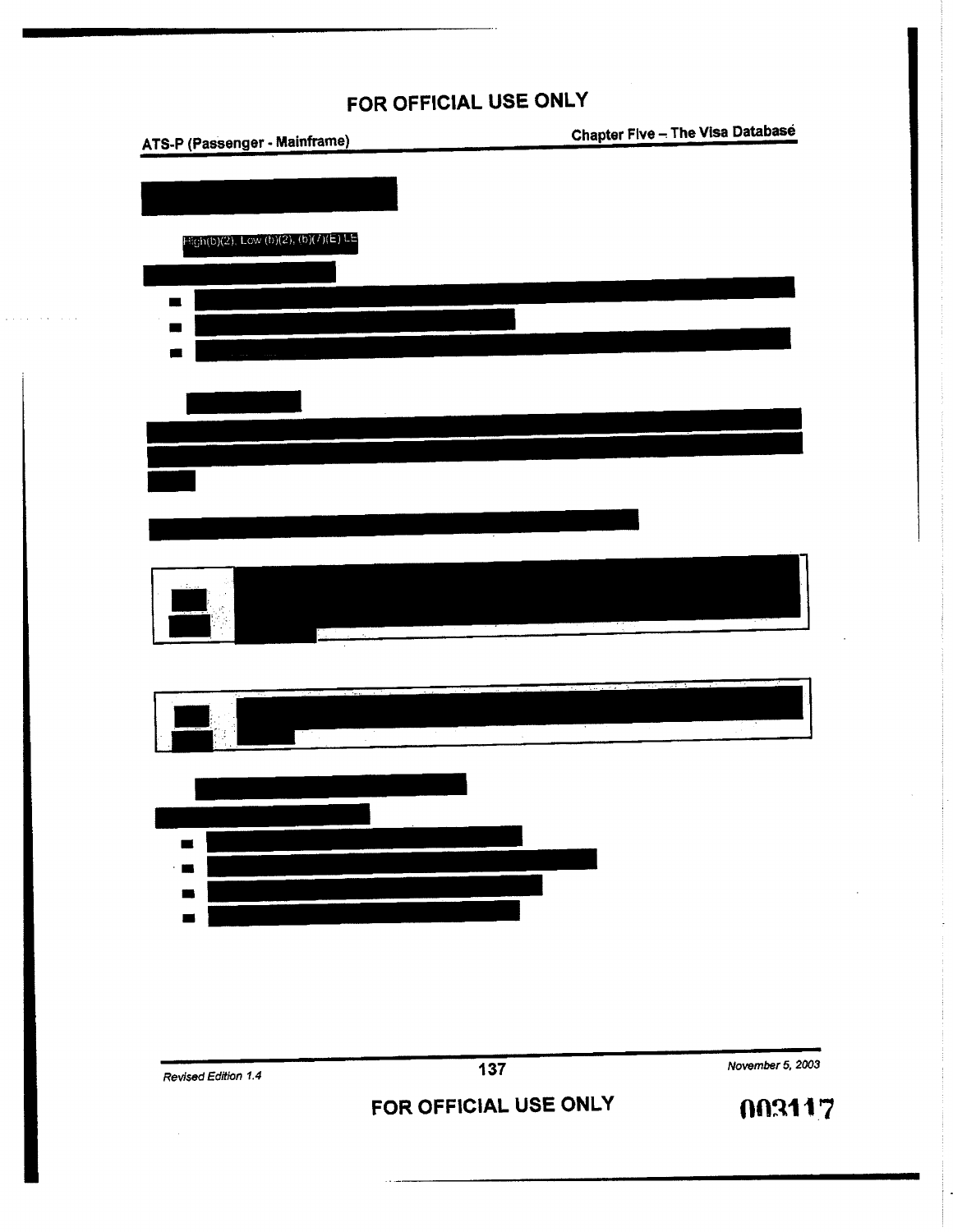High(b)(2), Low (b)(2), (b)(7)(E) LE

003117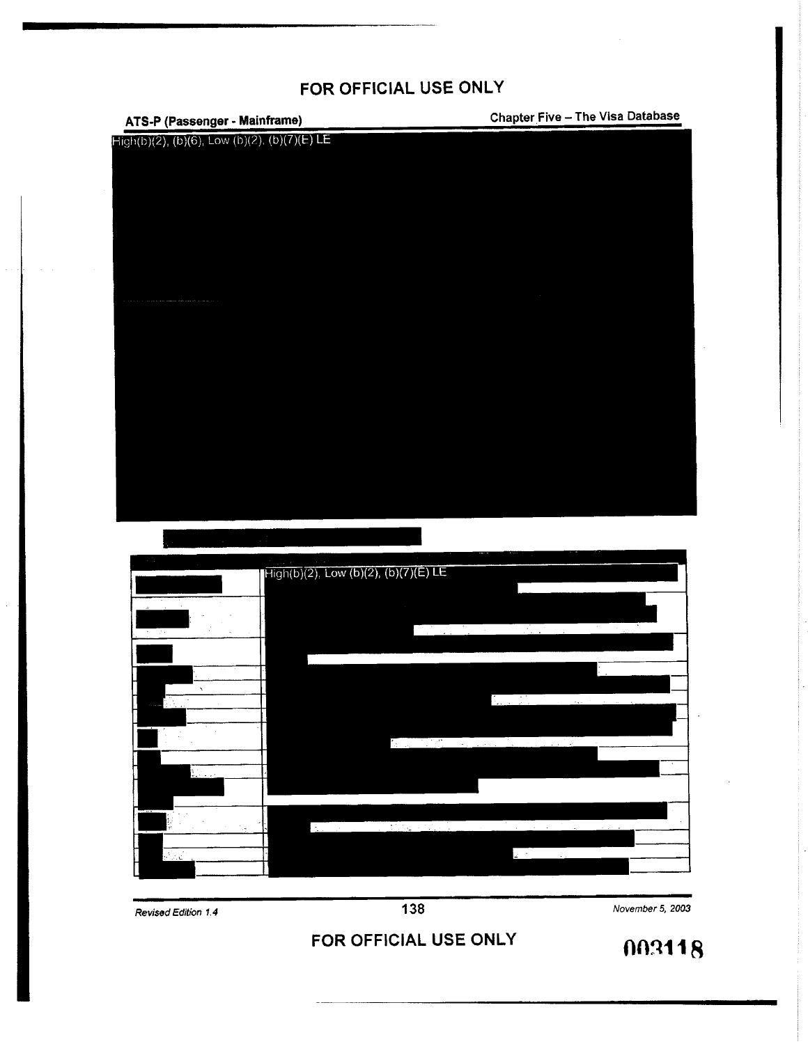FOR OFFICIAL USE ONLY

High(b)(2), (b)(6), Low (b)(2), (b)(7)(E) LE

| | |
|---|---|
| | High(b)(2), Low (b)(2), (b)(7)(E) LE |

FOR OFFICIAL USE ONLY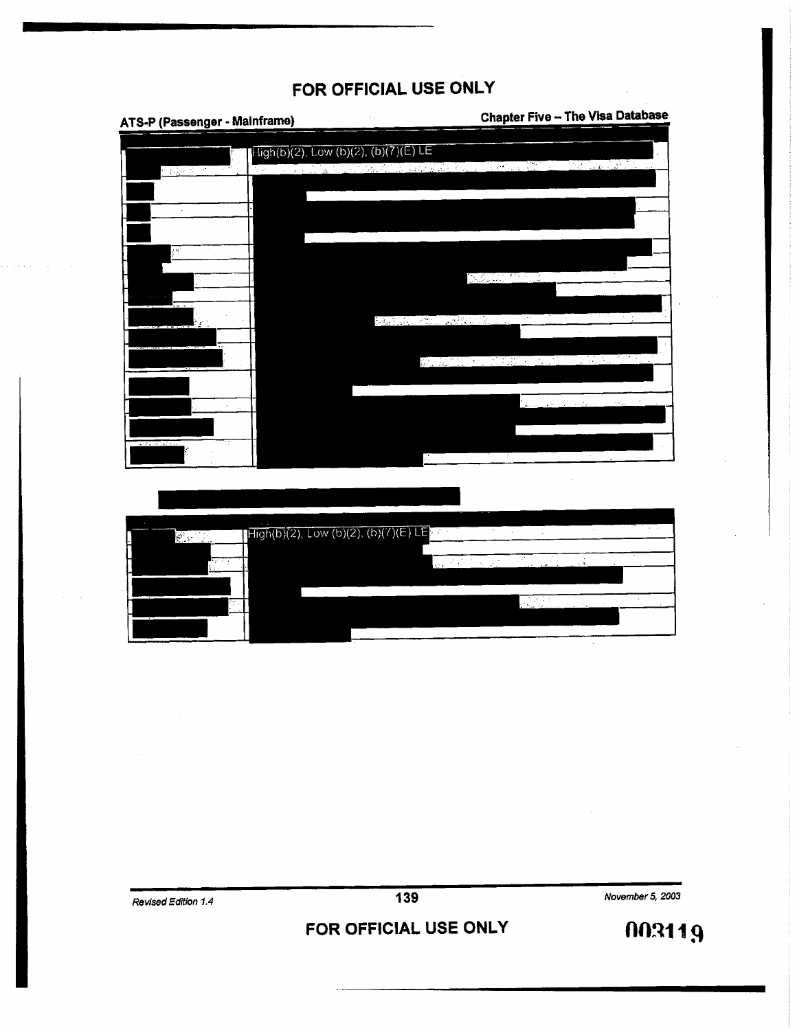FOR OFFICIAL USE ONLY

High(b)(2), Low (b)(2), (b)(7)(E) LE

High(b)(2), Low (b)(2), (b)(7)(E) LE

FOR OFFICIAL USE ONLY

003119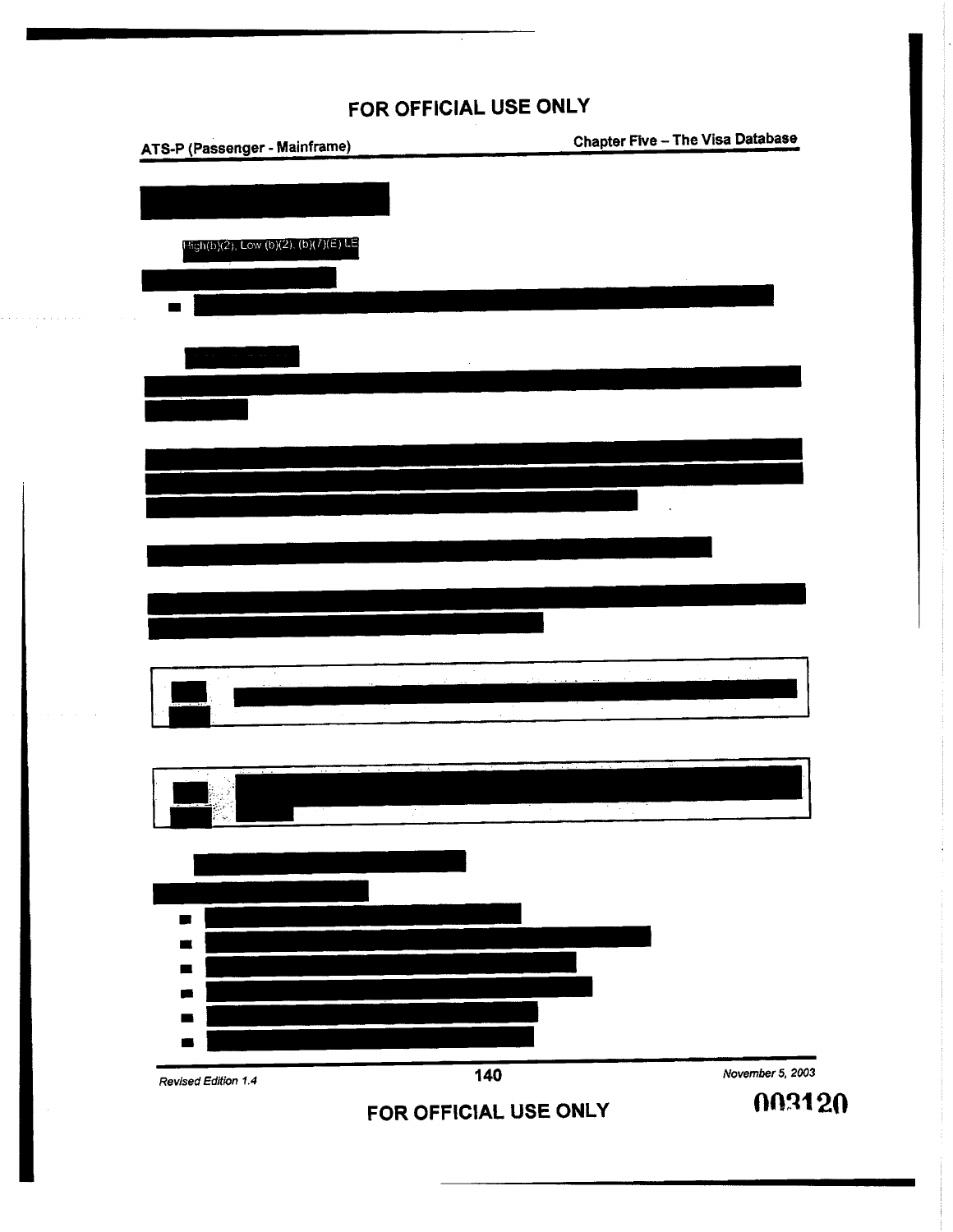FOR OFFICIAL USE ONLY

High(b)(2), Low (b)(2), (b)(7)(E) LE

FOR OFFICIAL USE ONLY

003120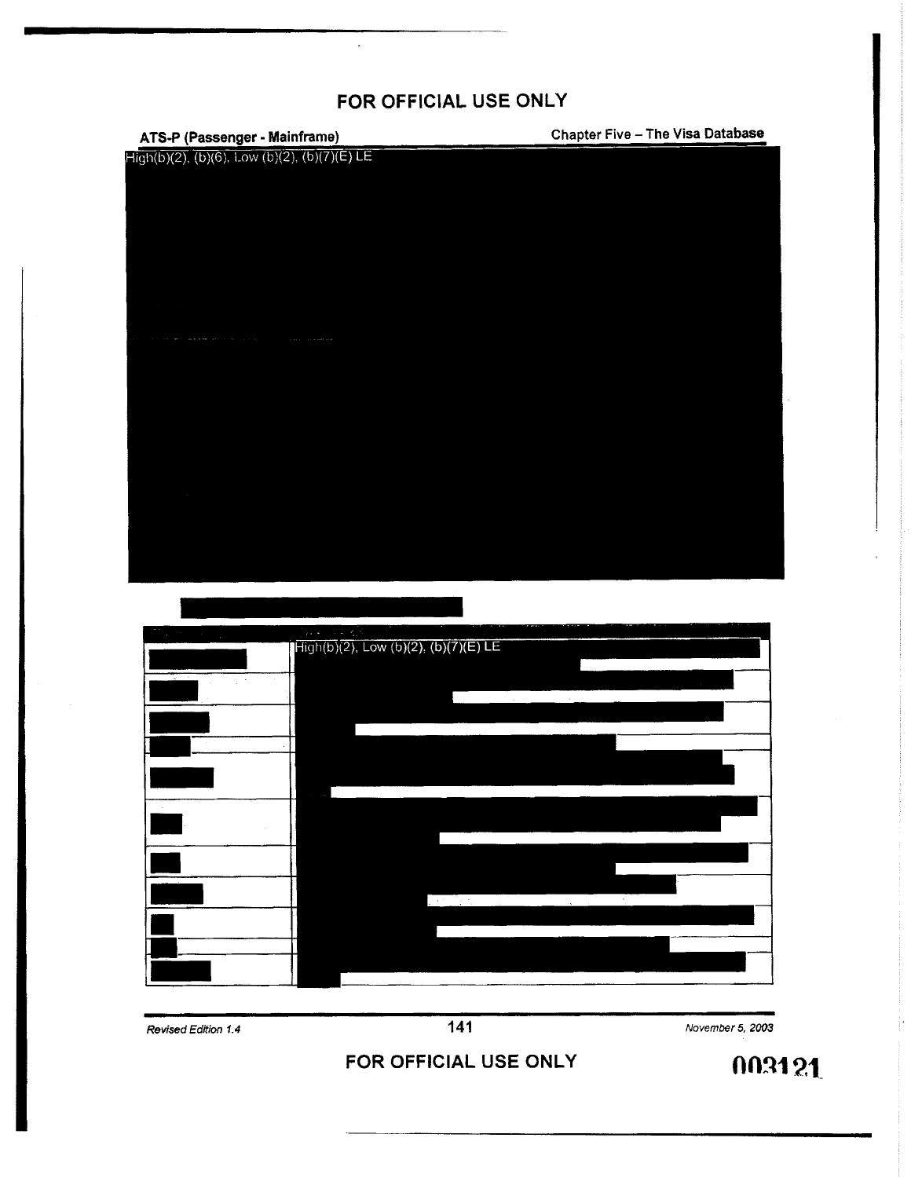FOR OFFICIAL USE ONLY

High(b)(2), (b)(6), Low (b)(2), (b)(7)(E) LE

| | |
|---|---|
| | High(b)(2), Low (b)(2), (b)(7)(E) LE |
| | |
| | |
| | |
| | |
| | |
| | |
| | |
| | |
| | |
| | |

FOR OFFICIAL USE ONLY

003121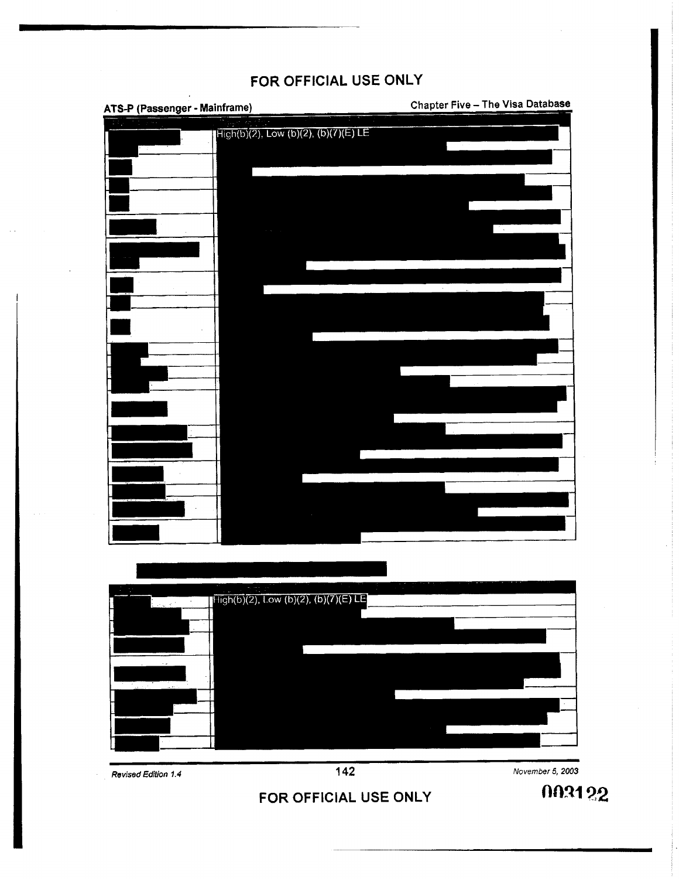FOR OFFICIAL USE ONLY

| | |
|---|---|
| | High(b)(2), Low (b)(2), (b)(7)(E) LE |
| | |
| | |
| | |
| | |
| | |
| | |
| | |
| | |
| | |
| | |
| | |
| | |
| | |
| | |
| | |
| | |

| | |
|---|---|
| | High(b)(2), Low (b)(2), (b)(7)(E) LE |
| | |
| | |
| | |
| | |
| | |
| | |

FOR OFFICIAL USE ONLY

003122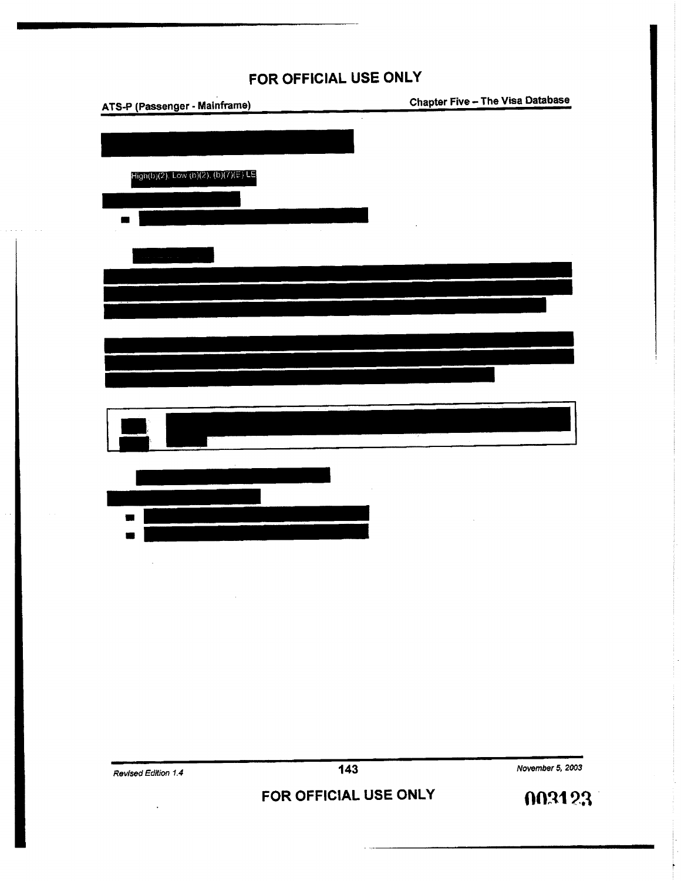FOR OFFICIAL USE ONLY

High(b)(2), Low (b)(2), (b)(7)(E) LE

FOR OFFICIAL USE ONLY

003123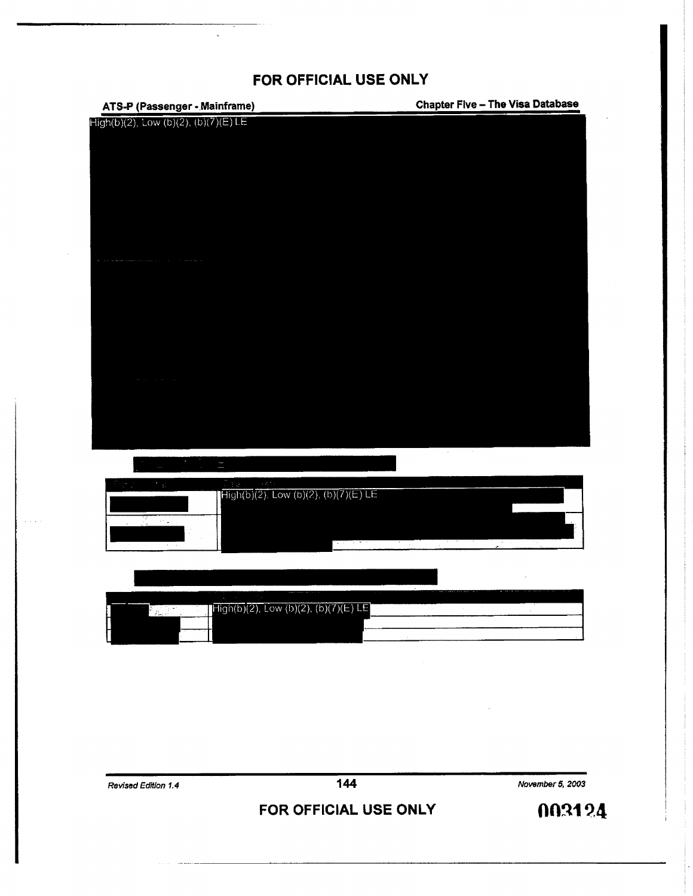FOR OFFICIAL USE ONLY

High(b)(2), Low (b)(2), (b)(7)(E) LE

| | |
|---|---|
| | High(b)(2), Low (b)(2), (b)(7)(E) LE |
| | |

| | |
|---|---|
| | High(b)(2), Low (b)(2), (b)(7)(E) LE |
| | |
| | |

FOR OFFICIAL USE ONLY

003124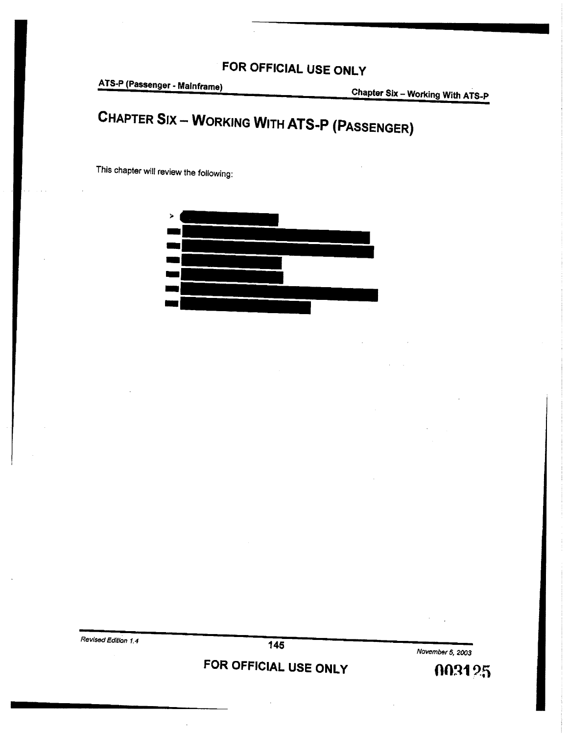# CHAPTER SIX – WORKING WITH ATS-P (PASSENGER)

This chapter will review the following:

- [redacted]
- [redacted]
- [redacted]
- [redacted]
- [redacted]
- [redacted]
- [redacted]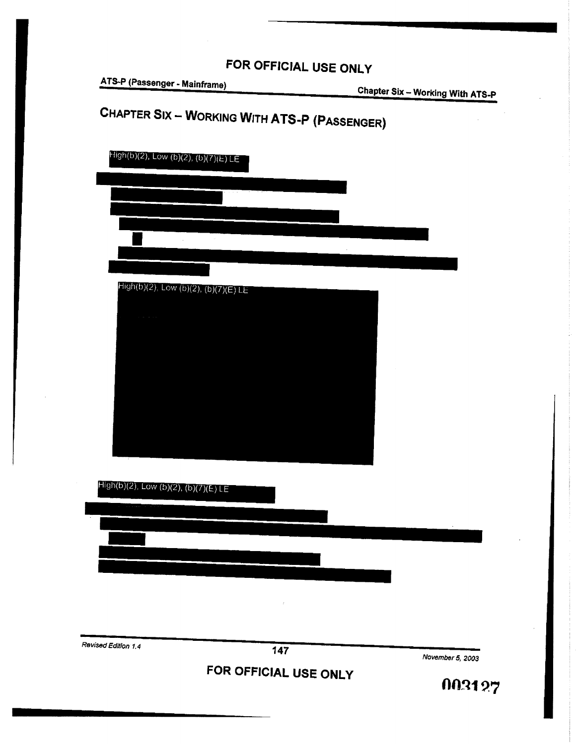FOR OFFICIAL USE ONLY

# CHAPTER SIX – WORKING WITH ATS-P (PASSENGER)

High(b)(2), Low (b)(2), (b)(7)(E) LE

High(b)(2), Low (b)(2), (b)(7)(E) LE

High(b)(2), Low (b)(2), (b)(7)(E) LE

FOR OFFICIAL USE ONLY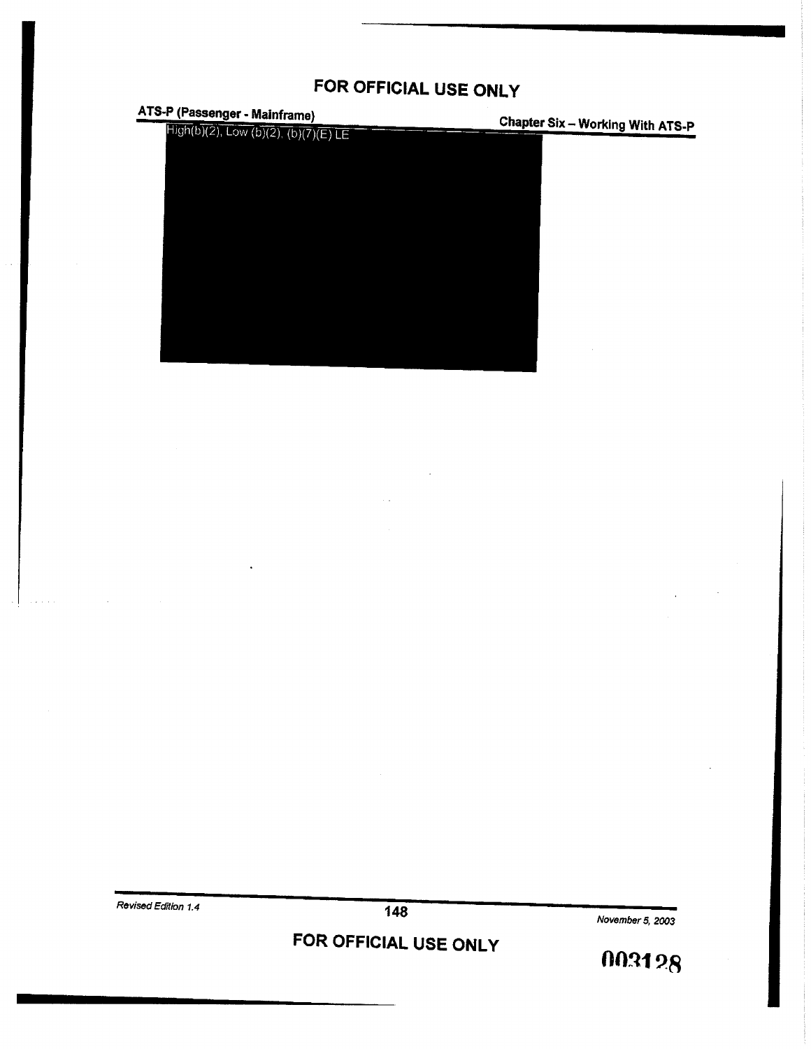High(b)(2), Low (b)(2), (b)(7)(E) LE

003128